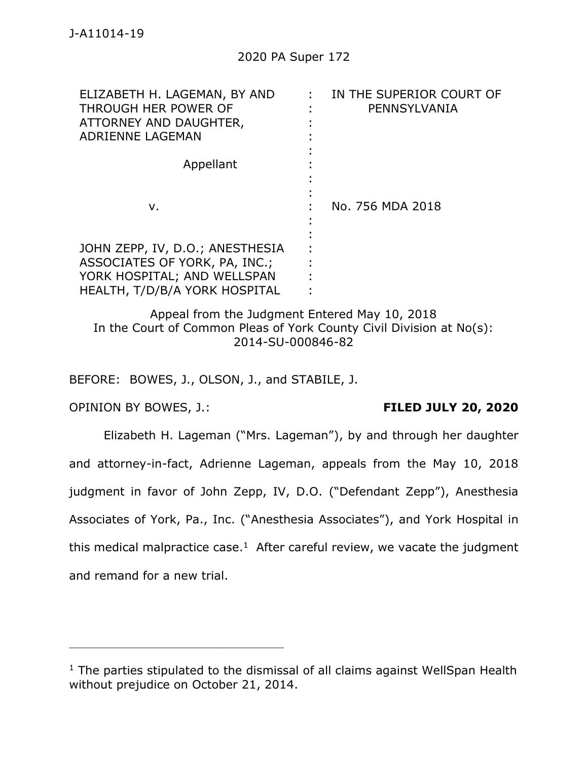J-A11014-19

2020 PA Super 172

| | | |
|---|---|---|
| ELIZABETH H. LAGEMAN, BY AND THROUGH HER POWER OF ATTORNEY AND DAUGHTER, ADRIENNE LAGEMAN | : | IN THE SUPERIOR COURT OF PENNSYLVANIA |
| Appellant | : | |
| v. | : | No. 756 MDA 2018 |
| JOHN ZEPP, IV, D.O.; ANESTHESIA ASSOCIATES OF YORK, PA, INC.; YORK HOSPITAL; AND WELLSPAN HEALTH, T/D/B/A YORK HOSPITAL | : | |

Appeal from the Judgment Entered May 10, 2018
In the Court of Common Pleas of York County Civil Division at No(s):
2014-SU-000846-82

BEFORE: BOWES, J., OLSON, J., and STABILE, J.

OPINION BY BOWES, J.: **FILED JULY 20, 2020**

Elizabeth H. Lageman ("Mrs. Lageman"), by and through her daughter and attorney-in-fact, Adrienne Lageman, appeals from the May 10, 2018 judgment in favor of John Zepp, IV, D.O. ("Defendant Zepp"), Anesthesia Associates of York, Pa., Inc. ("Anesthesia Associates"), and York Hospital in this medical malpractice case.[1] After careful review, we vacate the judgment and remand for a new trial.

---

[1] The parties stipulated to the dismissal of all claims against WellSpan Health without prejudice on October 21, 2014.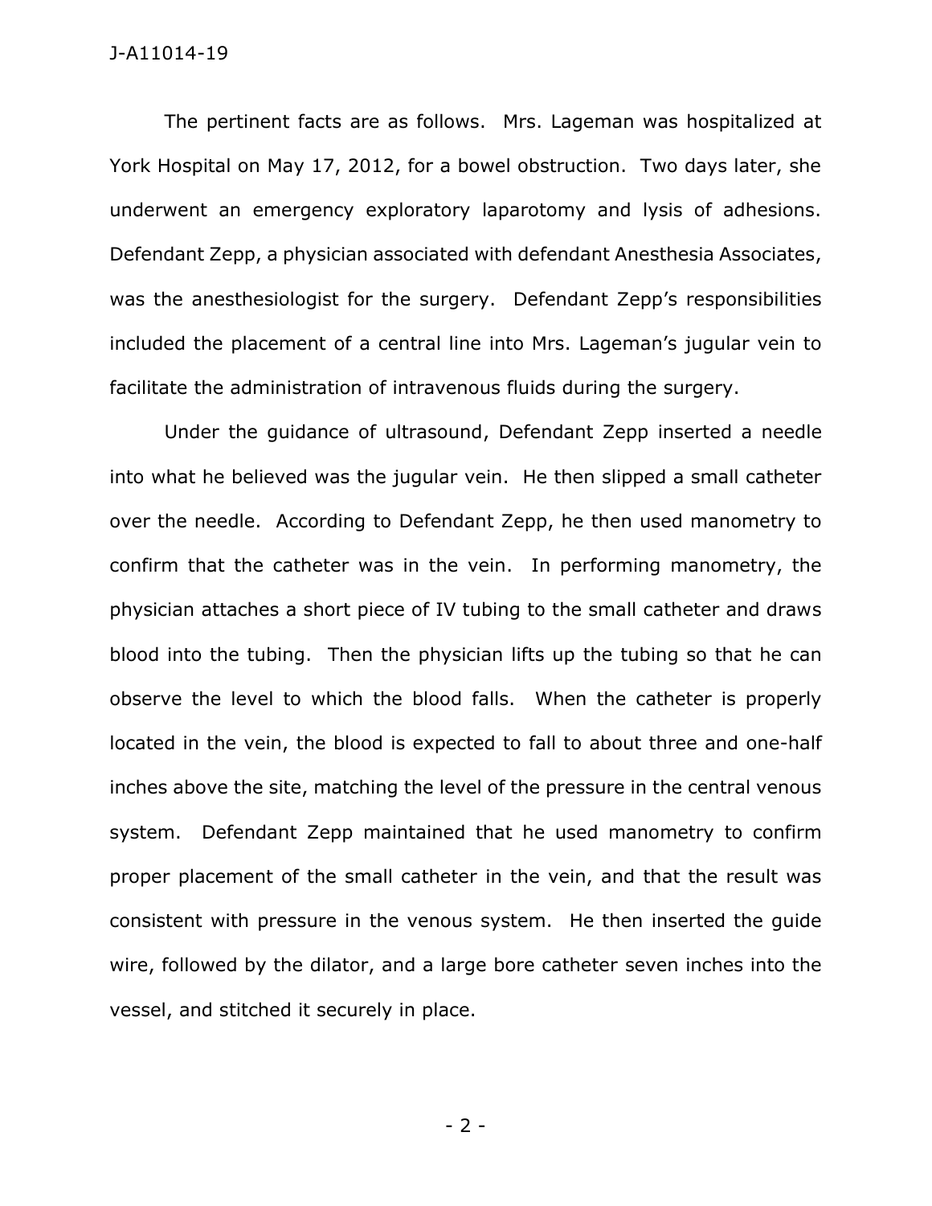The pertinent facts are as follows. Mrs. Lageman was hospitalized at York Hospital on May 17, 2012, for a bowel obstruction. Two days later, she underwent an emergency exploratory laparotomy and lysis of adhesions. Defendant Zepp, a physician associated with defendant Anesthesia Associates, was the anesthesiologist for the surgery. Defendant Zepp's responsibilities included the placement of a central line into Mrs. Lageman's jugular vein to facilitate the administration of intravenous fluids during the surgery.

Under the guidance of ultrasound, Defendant Zepp inserted a needle into what he believed was the jugular vein. He then slipped a small catheter over the needle. According to Defendant Zepp, he then used manometry to confirm that the catheter was in the vein. In performing manometry, the physician attaches a short piece of IV tubing to the small catheter and draws blood into the tubing. Then the physician lifts up the tubing so that he can observe the level to which the blood falls. When the catheter is properly located in the vein, the blood is expected to fall to about three and one-half inches above the site, matching the level of the pressure in the central venous system. Defendant Zepp maintained that he used manometry to confirm proper placement of the small catheter in the vein, and that the result was consistent with pressure in the venous system. He then inserted the guide wire, followed by the dilator, and a large bore catheter seven inches into the vessel, and stitched it securely in place.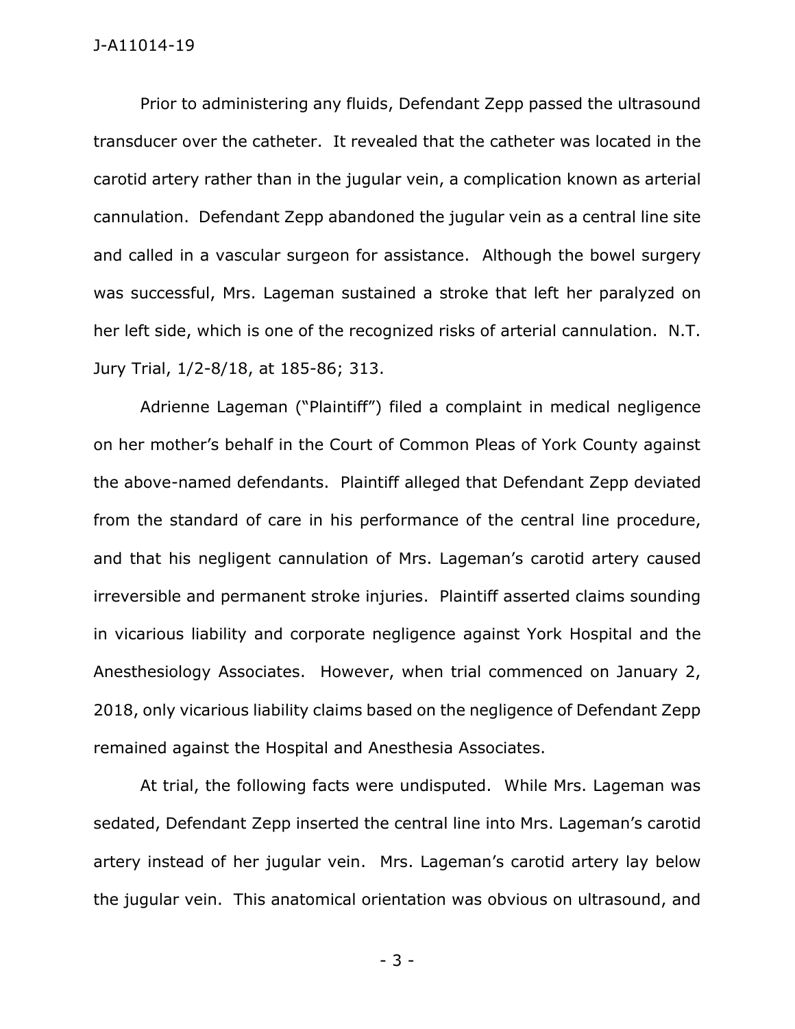Prior to administering any fluids, Defendant Zepp passed the ultrasound transducer over the catheter. It revealed that the catheter was located in the carotid artery rather than in the jugular vein, a complication known as arterial cannulation. Defendant Zepp abandoned the jugular vein as a central line site and called in a vascular surgeon for assistance. Although the bowel surgery was successful, Mrs. Lageman sustained a stroke that left her paralyzed on her left side, which is one of the recognized risks of arterial cannulation. N.T. Jury Trial, 1/2-8/18, at 185-86; 313.

Adrienne Lageman ("Plaintiff") filed a complaint in medical negligence on her mother's behalf in the Court of Common Pleas of York County against the above-named defendants. Plaintiff alleged that Defendant Zepp deviated from the standard of care in his performance of the central line procedure, and that his negligent cannulation of Mrs. Lageman's carotid artery caused irreversible and permanent stroke injuries. Plaintiff asserted claims sounding in vicarious liability and corporate negligence against York Hospital and the Anesthesiology Associates. However, when trial commenced on January 2, 2018, only vicarious liability claims based on the negligence of Defendant Zepp remained against the Hospital and Anesthesia Associates.

At trial, the following facts were undisputed. While Mrs. Lageman was sedated, Defendant Zepp inserted the central line into Mrs. Lageman's carotid artery instead of her jugular vein. Mrs. Lageman's carotid artery lay below the jugular vein. This anatomical orientation was obvious on ultrasound, and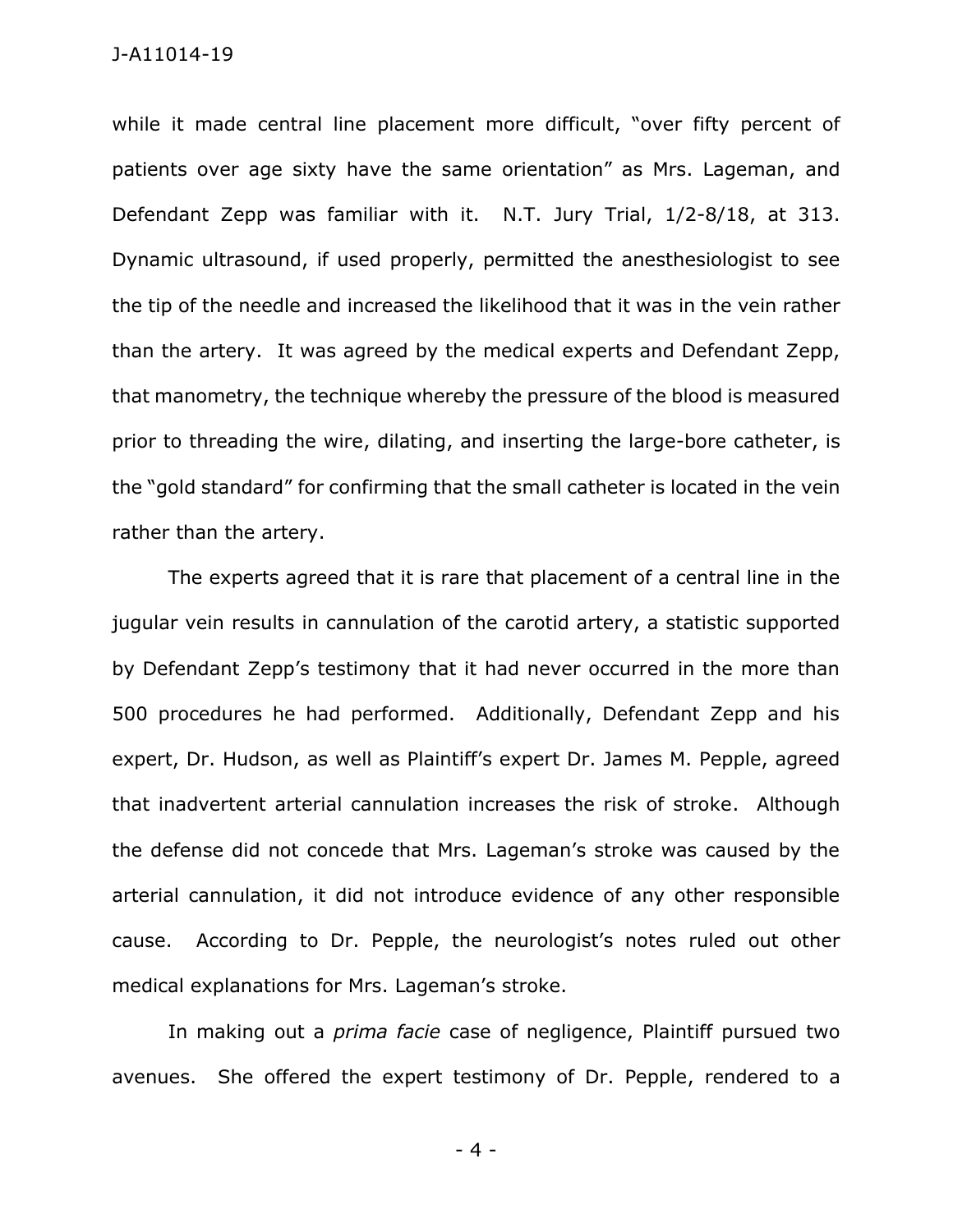while it made central line placement more difficult, "over fifty percent of patients over age sixty have the same orientation" as Mrs. Lageman, and Defendant Zepp was familiar with it. N.T. Jury Trial, 1/2-8/18, at 313. Dynamic ultrasound, if used properly, permitted the anesthesiologist to see the tip of the needle and increased the likelihood that it was in the vein rather than the artery. It was agreed by the medical experts and Defendant Zepp, that manometry, the technique whereby the pressure of the blood is measured prior to threading the wire, dilating, and inserting the large-bore catheter, is the "gold standard" for confirming that the small catheter is located in the vein rather than the artery.

The experts agreed that it is rare that placement of a central line in the jugular vein results in cannulation of the carotid artery, a statistic supported by Defendant Zepp's testimony that it had never occurred in the more than 500 procedures he had performed. Additionally, Defendant Zepp and his expert, Dr. Hudson, as well as Plaintiff's expert Dr. James M. Pepple, agreed that inadvertent arterial cannulation increases the risk of stroke. Although the defense did not concede that Mrs. Lageman's stroke was caused by the arterial cannulation, it did not introduce evidence of any other responsible cause. According to Dr. Pepple, the neurologist's notes ruled out other medical explanations for Mrs. Lageman's stroke.

In making out a *prima facie* case of negligence, Plaintiff pursued two avenues. She offered the expert testimony of Dr. Pepple, rendered to a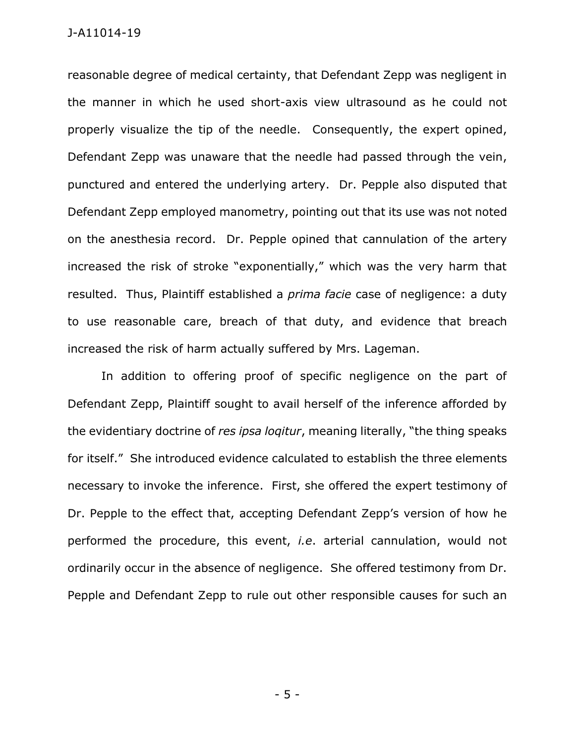reasonable degree of medical certainty, that Defendant Zepp was negligent in the manner in which he used short-axis view ultrasound as he could not properly visualize the tip of the needle. Consequently, the expert opined, Defendant Zepp was unaware that the needle had passed through the vein, punctured and entered the underlying artery. Dr. Pepple also disputed that Defendant Zepp employed manometry, pointing out that its use was not noted on the anesthesia record. Dr. Pepple opined that cannulation of the artery increased the risk of stroke "exponentially," which was the very harm that resulted. Thus, Plaintiff established a *prima facie* case of negligence: a duty to use reasonable care, breach of that duty, and evidence that breach increased the risk of harm actually suffered by Mrs. Lageman.

In addition to offering proof of specific negligence on the part of Defendant Zepp, Plaintiff sought to avail herself of the inference afforded by the evidentiary doctrine of *res ipsa loqitur*, meaning literally, "the thing speaks for itself." She introduced evidence calculated to establish the three elements necessary to invoke the inference. First, she offered the expert testimony of Dr. Pepple to the effect that, accepting Defendant Zepp's version of how he performed the procedure, this event, *i.e*. arterial cannulation, would not ordinarily occur in the absence of negligence. She offered testimony from Dr. Pepple and Defendant Zepp to rule out other responsible causes for such an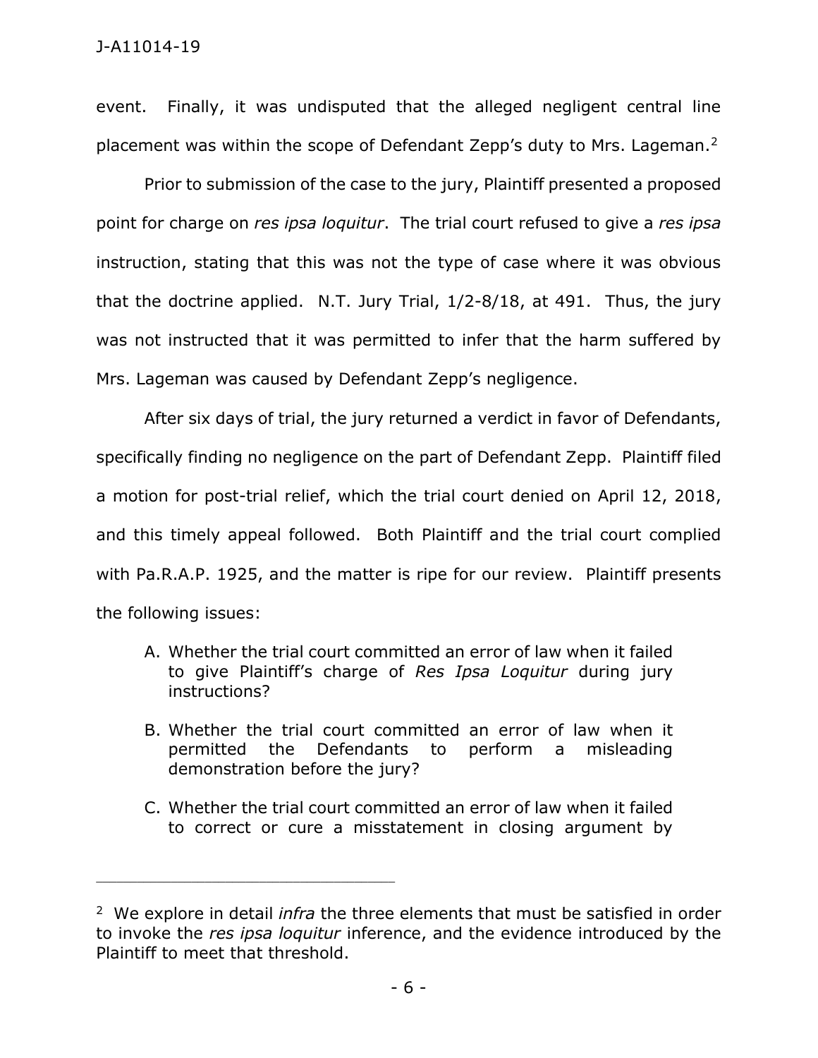event. Finally, it was undisputed that the alleged negligent central line placement was within the scope of Defendant Zepp's duty to Mrs. Lageman.[2]

Prior to submission of the case to the jury, Plaintiff presented a proposed point for charge on *res ipsa loquitur*. The trial court refused to give a *res ipsa* instruction, stating that this was not the type of case where it was obvious that the doctrine applied. N.T. Jury Trial, 1/2-8/18, at 491. Thus, the jury was not instructed that it was permitted to infer that the harm suffered by Mrs. Lageman was caused by Defendant Zepp's negligence.

After six days of trial, the jury returned a verdict in favor of Defendants, specifically finding no negligence on the part of Defendant Zepp. Plaintiff filed a motion for post-trial relief, which the trial court denied on April 12, 2018, and this timely appeal followed. Both Plaintiff and the trial court complied with Pa.R.A.P. 1925, and the matter is ripe for our review. Plaintiff presents the following issues:

> A. Whether the trial court committed an error of law when it failed to give Plaintiff's charge of *Res Ipsa Loquitur* during jury instructions?
>
> B. Whether the trial court committed an error of law when it permitted the Defendants to perform a misleading demonstration before the jury?
>
> C. Whether the trial court committed an error of law when it failed to correct or cure a misstatement in closing argument by

---

[2] We explore in detail *infra* the three elements that must be satisfied in order to invoke the *res ipsa loquitur* inference, and the evidence introduced by the Plaintiff to meet that threshold.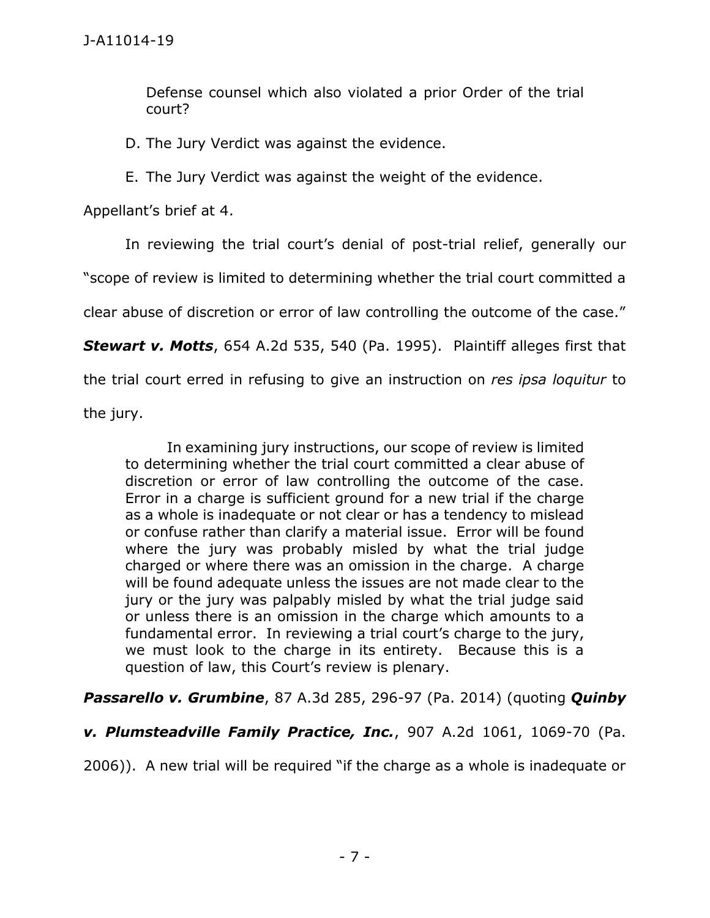> Defense counsel which also violated a prior Order of the trial court?

D. The Jury Verdict was against the evidence.

E. The Jury Verdict was against the weight of the evidence.

Appellant's brief at 4.

In reviewing the trial court's denial of post-trial relief, generally our "scope of review is limited to determining whether the trial court committed a clear abuse of discretion or error of law controlling the outcome of the case." ***Stewart v. Motts***, 654 A.2d 535, 540 (Pa. 1995). Plaintiff alleges first that the trial court erred in refusing to give an instruction on *res ipsa loquitur* to the jury.

> In examining jury instructions, our scope of review is limited to determining whether the trial court committed a clear abuse of discretion or error of law controlling the outcome of the case. Error in a charge is sufficient ground for a new trial if the charge as a whole is inadequate or not clear or has a tendency to mislead or confuse rather than clarify a material issue. Error will be found where the jury was probably misled by what the trial judge charged or where there was an omission in the charge. A charge will be found adequate unless the issues are not made clear to the jury or the jury was palpably misled by what the trial judge said or unless there is an omission in the charge which amounts to a fundamental error. In reviewing a trial court's charge to the jury, we must look to the charge in its entirety. Because this is a question of law, this Court's review is plenary.

***Passarello v. Grumbine***, 87 A.3d 285, 296-97 (Pa. 2014) (quoting ***Quinby v. Plumsteadville Family Practice, Inc.***, 907 A.2d 1061, 1069-70 (Pa. 2006)). A new trial will be required "if the charge as a whole is inadequate or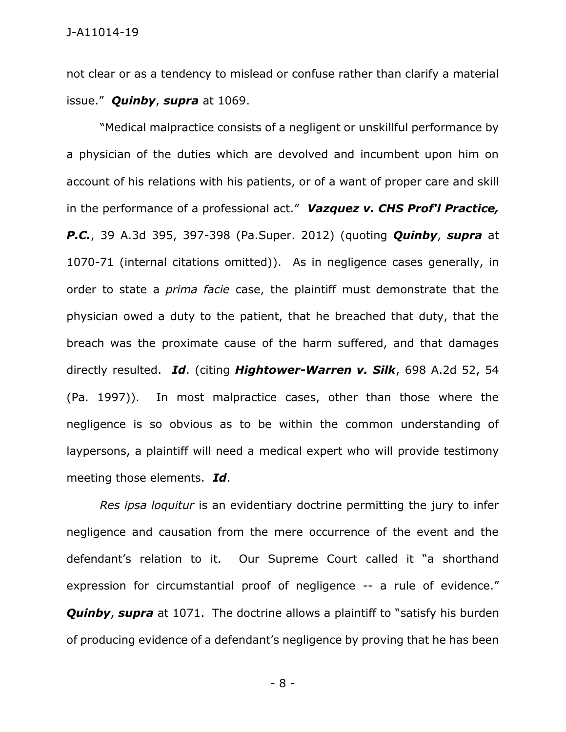not clear or as a tendency to mislead or confuse rather than clarify a material issue." ***Quinby***, ***supra*** at 1069.

"Medical malpractice consists of a negligent or unskillful performance by a physician of the duties which are devolved and incumbent upon him on account of his relations with his patients, or of a want of proper care and skill in the performance of a professional act." ***Vazquez v. CHS Prof'l Practice, P.C.***, 39 A.3d 395, 397-398 (Pa.Super. 2012) (quoting ***Quinby***, ***supra*** at 1070-71 (internal citations omitted)). As in negligence cases generally, in order to state a *prima facie* case, the plaintiff must demonstrate that the physician owed a duty to the patient, that he breached that duty, that the breach was the proximate cause of the harm suffered, and that damages directly resulted. ***Id***. (citing ***Hightower-Warren v. Silk***, 698 A.2d 52, 54 (Pa. 1997)). In most malpractice cases, other than those where the negligence is so obvious as to be within the common understanding of laypersons, a plaintiff will need a medical expert who will provide testimony meeting those elements. ***Id***.

*Res ipsa loquitur* is an evidentiary doctrine permitting the jury to infer negligence and causation from the mere occurrence of the event and the defendant's relation to it. Our Supreme Court called it "a shorthand expression for circumstantial proof of negligence -- a rule of evidence." ***Quinby***, ***supra*** at 1071. The doctrine allows a plaintiff to "satisfy his burden of producing evidence of a defendant's negligence by proving that he has been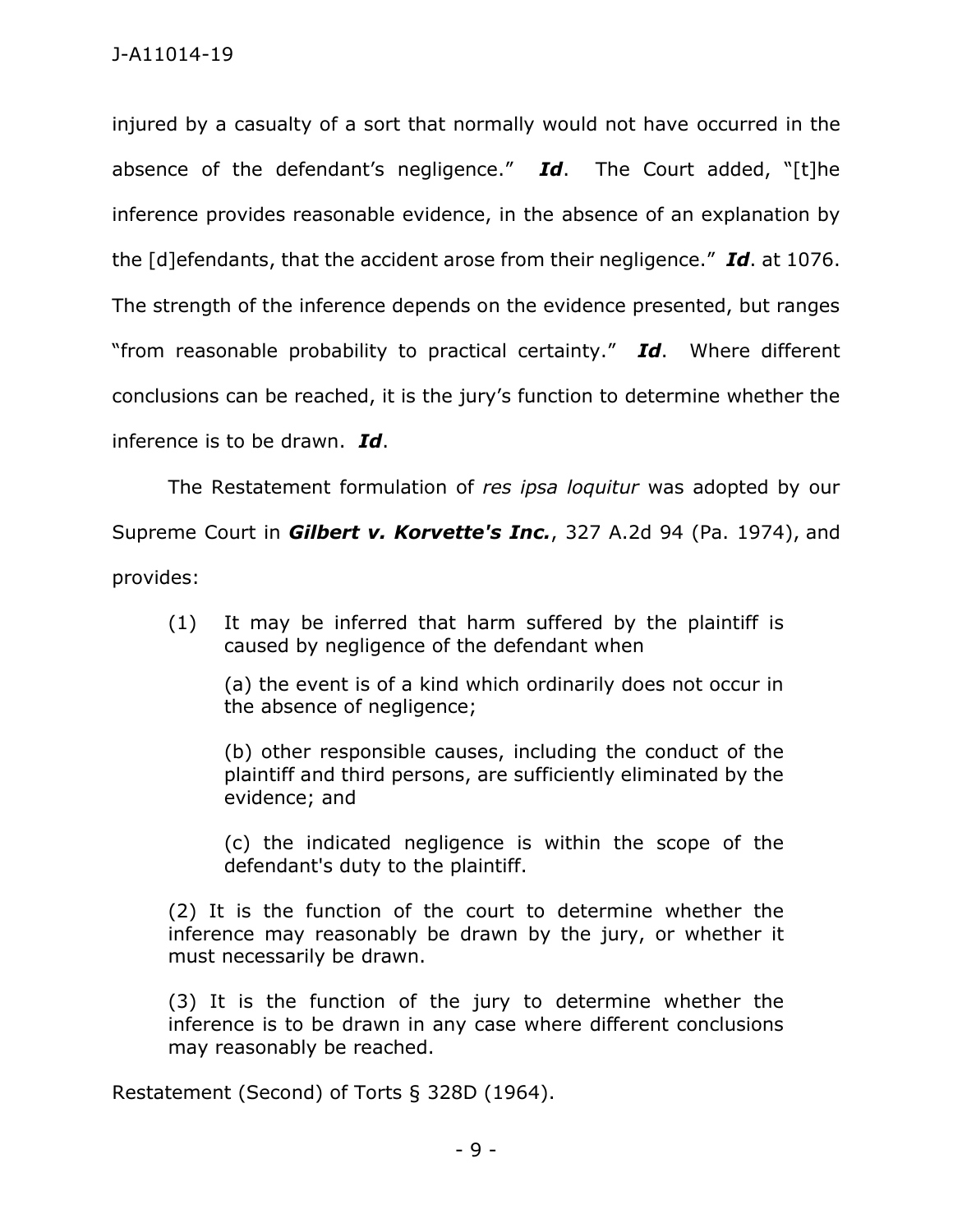injured by a casualty of a sort that normally would not have occurred in the absence of the defendant's negligence." ***Id***. The Court added, "[t]he inference provides reasonable evidence, in the absence of an explanation by the [d]efendants, that the accident arose from their negligence." ***Id***. at 1076. The strength of the inference depends on the evidence presented, but ranges "from reasonable probability to practical certainty." ***Id***. Where different conclusions can be reached, it is the jury's function to determine whether the inference is to be drawn. ***Id***.

The Restatement formulation of *res ipsa loquitur* was adopted by our Supreme Court in ***Gilbert v. Korvette's Inc.***, 327 A.2d 94 (Pa. 1974), and provides:

> (1) It may be inferred that harm suffered by the plaintiff is caused by negligence of the defendant when
>
> (a) the event is of a kind which ordinarily does not occur in the absence of negligence;
>
> (b) other responsible causes, including the conduct of the plaintiff and third persons, are sufficiently eliminated by the evidence; and
>
> (c) the indicated negligence is within the scope of the defendant's duty to the plaintiff.
>
> (2) It is the function of the court to determine whether the inference may reasonably be drawn by the jury, or whether it must necessarily be drawn.
>
> (3) It is the function of the jury to determine whether the inference is to be drawn in any case where different conclusions may reasonably be reached.

Restatement (Second) of Torts § 328D (1964).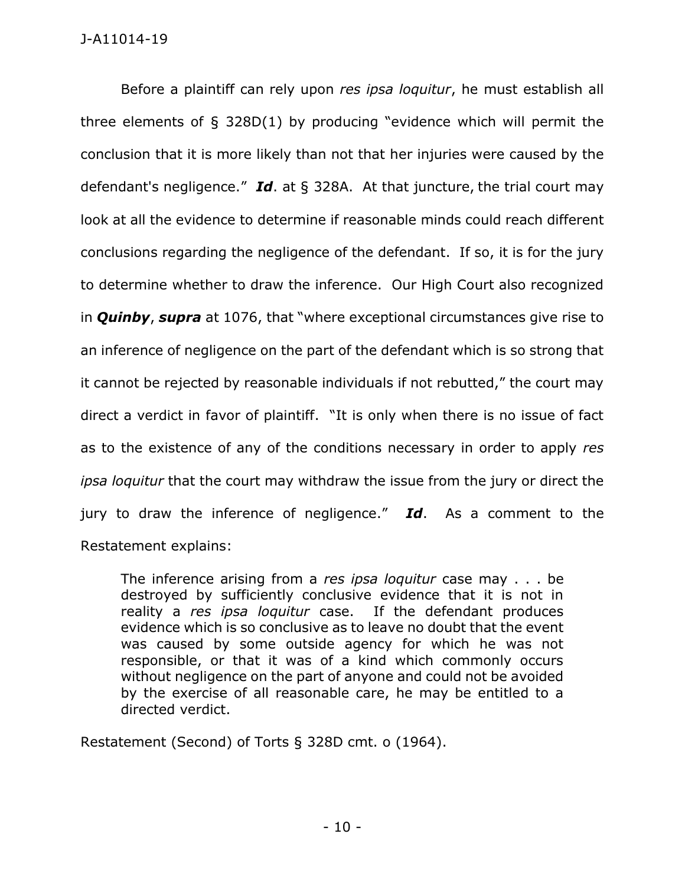Before a plaintiff can rely upon *res ipsa loquitur*, he must establish all three elements of § 328D(1) by producing "evidence which will permit the conclusion that it is more likely than not that her injuries were caused by the defendant's negligence." ***Id***. at § 328A. At that juncture, the trial court may look at all the evidence to determine if reasonable minds could reach different conclusions regarding the negligence of the defendant. If so, it is for the jury to determine whether to draw the inference. Our High Court also recognized in ***Quinby***, ***supra*** at 1076, that "where exceptional circumstances give rise to an inference of negligence on the part of the defendant which is so strong that it cannot be rejected by reasonable individuals if not rebutted," the court may direct a verdict in favor of plaintiff. "It is only when there is no issue of fact as to the existence of any of the conditions necessary in order to apply *res ipsa loquitur* that the court may withdraw the issue from the jury or direct the jury to draw the inference of negligence." ***Id***. As a comment to the Restatement explains:

> The inference arising from a *res ipsa loquitur* case may . . . be destroyed by sufficiently conclusive evidence that it is not in reality a *res ipsa loquitur* case. If the defendant produces evidence which is so conclusive as to leave no doubt that the event was caused by some outside agency for which he was not responsible, or that it was of a kind which commonly occurs without negligence on the part of anyone and could not be avoided by the exercise of all reasonable care, he may be entitled to a directed verdict.

Restatement (Second) of Torts § 328D cmt. o (1964).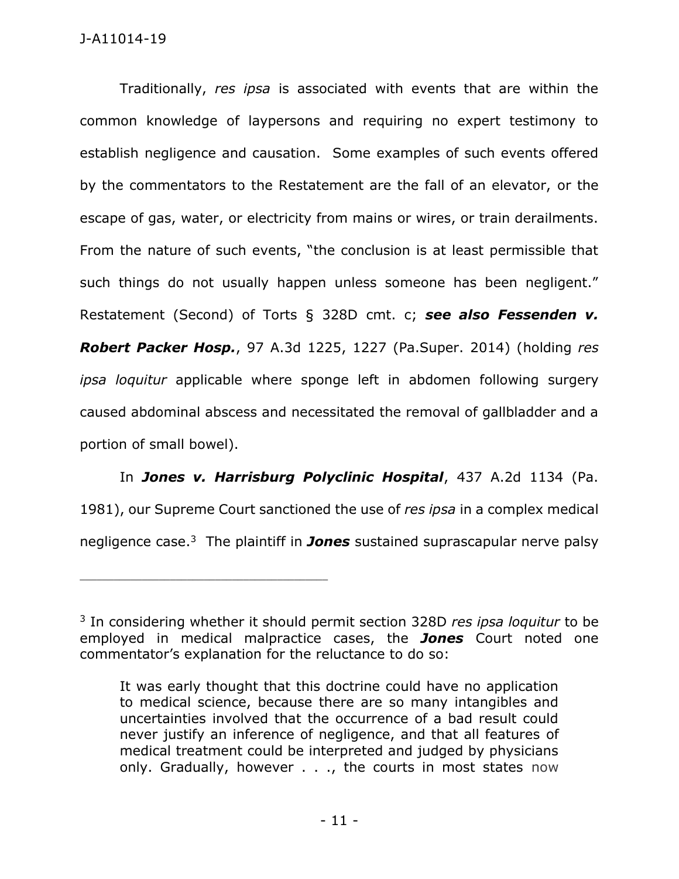Traditionally, *res ipsa* is associated with events that are within the common knowledge of laypersons and requiring no expert testimony to establish negligence and causation. Some examples of such events offered by the commentators to the Restatement are the fall of an elevator, or the escape of gas, water, or electricity from mains or wires, or train derailments. From the nature of such events, "the conclusion is at least permissible that such things do not usually happen unless someone has been negligent." Restatement (Second) of Torts § 328D cmt. c; ***see also Fessenden v. Robert Packer Hosp.***, 97 A.3d 1225, 1227 (Pa.Super. 2014) (holding *res ipsa loquitur* applicable where sponge left in abdomen following surgery caused abdominal abscess and necessitated the removal of gallbladder and a portion of small bowel).

In ***Jones v. Harrisburg Polyclinic Hospital***, 437 A.2d 1134 (Pa. 1981), our Supreme Court sanctioned the use of *res ipsa* in a complex medical negligence case.[3] The plaintiff in ***Jones*** sustained suprascapular nerve palsy

---

[3] In considering whether it should permit section 328D *res ipsa loquitur* to be employed in medical malpractice cases, the ***Jones*** Court noted one commentator's explanation for the reluctance to do so:

> It was early thought that this doctrine could have no application to medical science, because there are so many intangibles and uncertainties involved that the occurrence of a bad result could never justify an inference of negligence, and that all features of medical treatment could be interpreted and judged by physicians only. Gradually, however . . ., the courts in most states now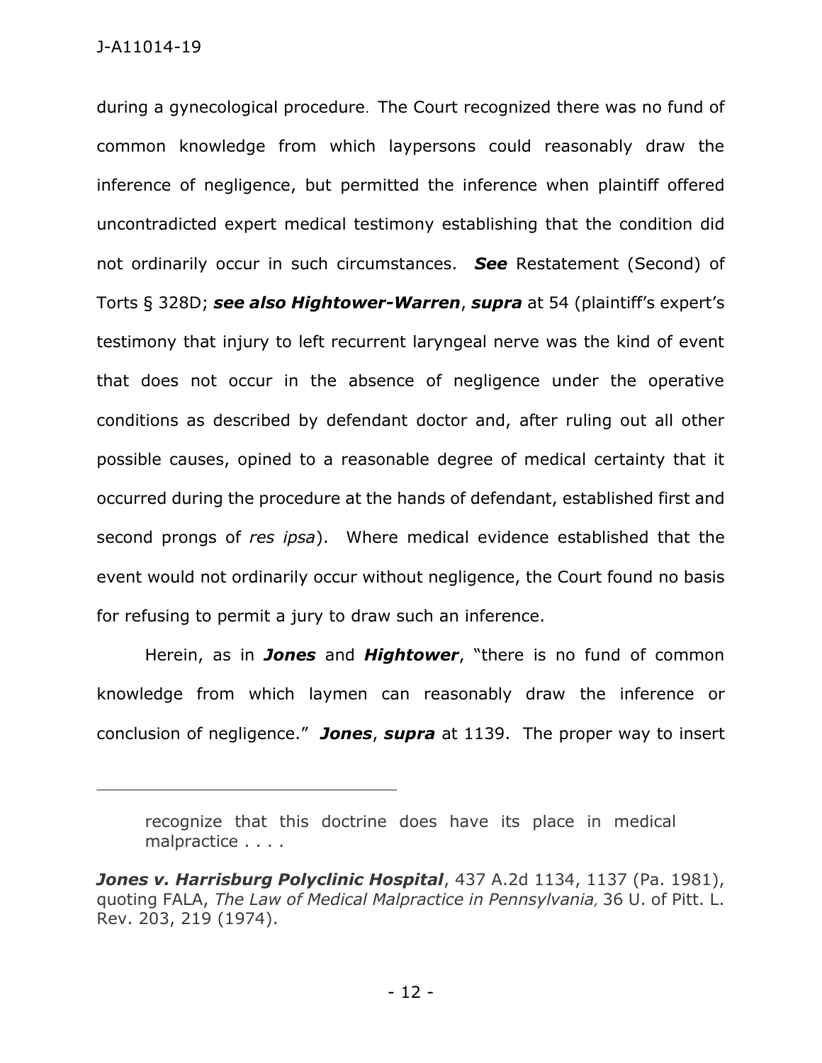during a gynecological procedure. The Court recognized there was no fund of common knowledge from which laypersons could reasonably draw the inference of negligence, but permitted the inference when plaintiff offered uncontradicted expert medical testimony establishing that the condition did not ordinarily occur in such circumstances. ***See*** Restatement (Second) of Torts § 328D; ***see also Hightower-Warren***, ***supra*** at 54 (plaintiff's expert's testimony that injury to left recurrent laryngeal nerve was the kind of event that does not occur in the absence of negligence under the operative conditions as described by defendant doctor and, after ruling out all other possible causes, opined to a reasonable degree of medical certainty that it occurred during the procedure at the hands of defendant, established first and second prongs of *res ipsa*). Where medical evidence established that the event would not ordinarily occur without negligence, the Court found no basis for refusing to permit a jury to draw such an inference.

Herein, as in ***Jones*** and ***Hightower***, "there is no fund of common knowledge from which laymen can reasonably draw the inference or conclusion of negligence." ***Jones***, ***supra*** at 1139. The proper way to insert

---

> recognize that this doctrine does have its place in medical malpractice . . . .

***Jones v. Harrisburg Polyclinic Hospital***, 437 A.2d 1134, 1137 (Pa. 1981), quoting FALA, *The Law of Medical Malpractice in Pennsylvania,* 36 U. of Pitt. L. Rev. 203, 219 (1974).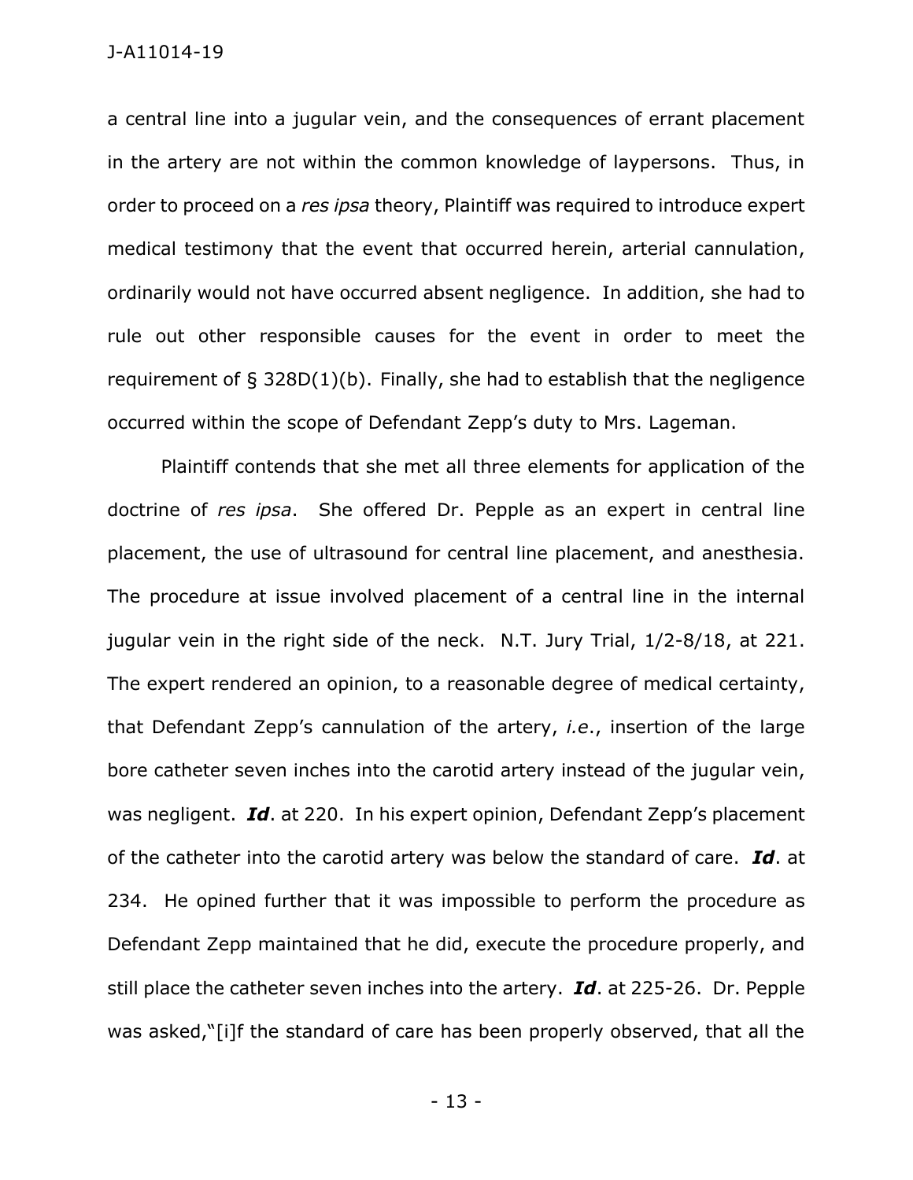a central line into a jugular vein, and the consequences of errant placement in the artery are not within the common knowledge of laypersons. Thus, in order to proceed on a *res ipsa* theory, Plaintiff was required to introduce expert medical testimony that the event that occurred herein, arterial cannulation, ordinarily would not have occurred absent negligence. In addition, she had to rule out other responsible causes for the event in order to meet the requirement of § 328D(1)(b). Finally, she had to establish that the negligence occurred within the scope of Defendant Zepp's duty to Mrs. Lageman.

Plaintiff contends that she met all three elements for application of the doctrine of *res ipsa*. She offered Dr. Pepple as an expert in central line placement, the use of ultrasound for central line placement, and anesthesia. The procedure at issue involved placement of a central line in the internal jugular vein in the right side of the neck. N.T. Jury Trial, 1/2-8/18, at 221. The expert rendered an opinion, to a reasonable degree of medical certainty, that Defendant Zepp's cannulation of the artery, *i.e.*, insertion of the large bore catheter seven inches into the carotid artery instead of the jugular vein, was negligent. ***Id***. at 220. In his expert opinion, Defendant Zepp's placement of the catheter into the carotid artery was below the standard of care. ***Id***. at 234. He opined further that it was impossible to perform the procedure as Defendant Zepp maintained that he did, execute the procedure properly, and still place the catheter seven inches into the artery. ***Id***. at 225-26. Dr. Pepple was asked,"[i]f the standard of care has been properly observed, that all the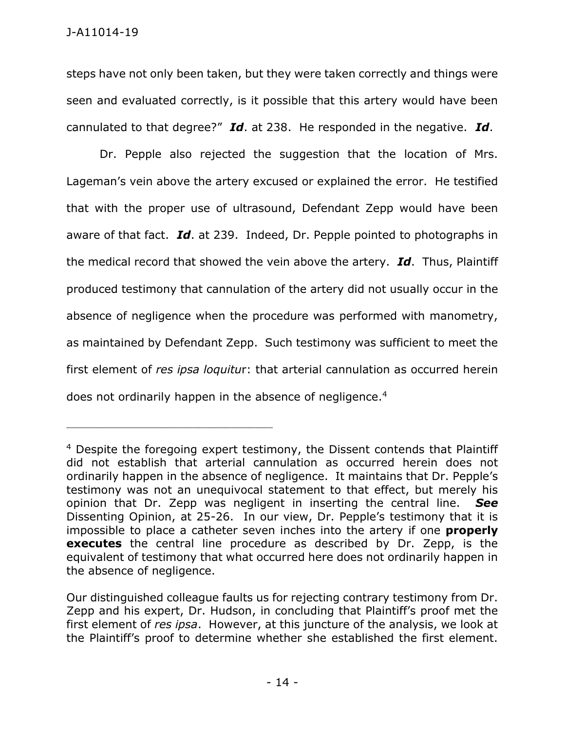steps have not only been taken, but they were taken correctly and things were seen and evaluated correctly, is it possible that this artery would have been cannulated to that degree?" ***Id***. at 238. He responded in the negative. ***Id***.

Dr. Pepple also rejected the suggestion that the location of Mrs. Lageman's vein above the artery excused or explained the error. He testified that with the proper use of ultrasound, Defendant Zepp would have been aware of that fact. ***Id***. at 239. Indeed, Dr. Pepple pointed to photographs in the medical record that showed the vein above the artery. ***Id***. Thus, Plaintiff produced testimony that cannulation of the artery did not usually occur in the absence of negligence when the procedure was performed with manometry, as maintained by Defendant Zepp. Such testimony was sufficient to meet the first element of *res ipsa loquitur*: that arterial cannulation as occurred herein does not ordinarily happen in the absence of negligence.[4]

---

[4] Despite the foregoing expert testimony, the Dissent contends that Plaintiff did not establish that arterial cannulation as occurred herein does not ordinarily happen in the absence of negligence. It maintains that Dr. Pepple's testimony was not an unequivocal statement to that effect, but merely his opinion that Dr. Zepp was negligent in inserting the central line. ***See*** Dissenting Opinion, at 25-26. In our view, Dr. Pepple's testimony that it is impossible to place a catheter seven inches into the artery if one **properly executes** the central line procedure as described by Dr. Zepp, is the equivalent of testimony that what occurred here does not ordinarily happen in the absence of negligence.

Our distinguished colleague faults us for rejecting contrary testimony from Dr. Zepp and his expert, Dr. Hudson, in concluding that Plaintiff's proof met the first element of *res ipsa*. However, at this juncture of the analysis, we look at the Plaintiff's proof to determine whether she established the first element.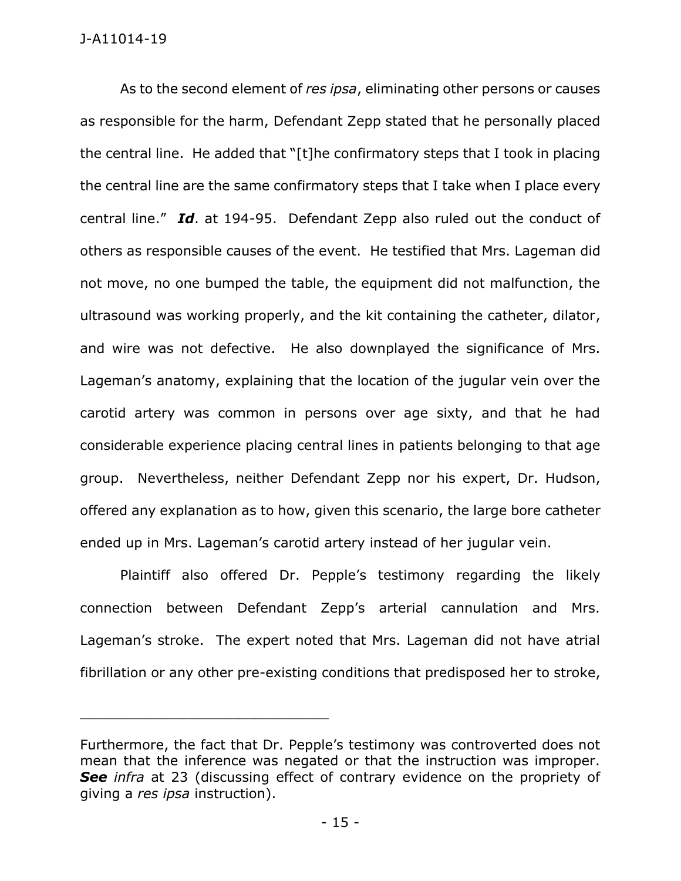As to the second element of *res ipsa*, eliminating other persons or causes as responsible for the harm, Defendant Zepp stated that he personally placed the central line. He added that "[t]he confirmatory steps that I took in placing the central line are the same confirmatory steps that I take when I place every central line." ***Id***. at 194-95. Defendant Zepp also ruled out the conduct of others as responsible causes of the event. He testified that Mrs. Lageman did not move, no one bumped the table, the equipment did not malfunction, the ultrasound was working properly, and the kit containing the catheter, dilator, and wire was not defective. He also downplayed the significance of Mrs. Lageman's anatomy, explaining that the location of the jugular vein over the carotid artery was common in persons over age sixty, and that he had considerable experience placing central lines in patients belonging to that age group. Nevertheless, neither Defendant Zepp nor his expert, Dr. Hudson, offered any explanation as to how, given this scenario, the large bore catheter ended up in Mrs. Lageman's carotid artery instead of her jugular vein.

Plaintiff also offered Dr. Pepple's testimony regarding the likely connection between Defendant Zepp's arterial cannulation and Mrs. Lageman's stroke. The expert noted that Mrs. Lageman did not have atrial fibrillation or any other pre-existing conditions that predisposed her to stroke,

---

Furthermore, the fact that Dr. Pepple's testimony was controverted does not mean that the inference was negated or that the instruction was improper. ***See*** *infra* at 23 (discussing effect of contrary evidence on the propriety of giving a *res ipsa* instruction).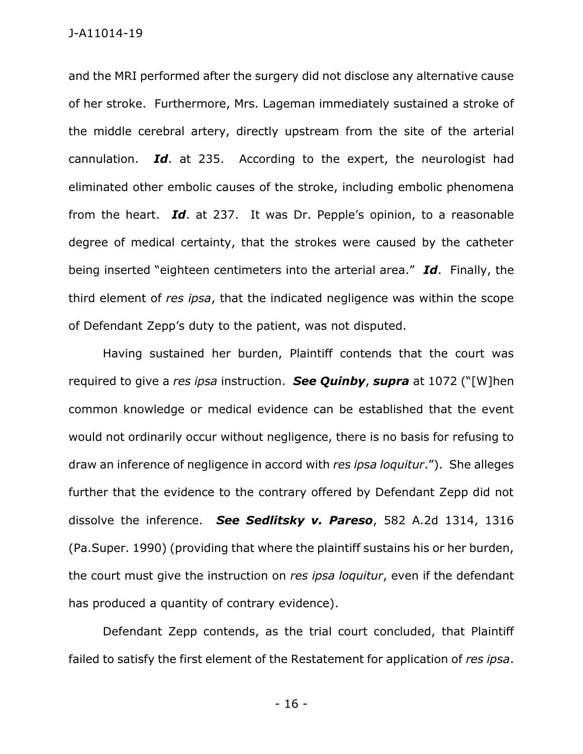and the MRI performed after the surgery did not disclose any alternative cause of her stroke. Furthermore, Mrs. Lageman immediately sustained a stroke of the middle cerebral artery, directly upstream from the site of the arterial cannulation. ***Id***. at 235. According to the expert, the neurologist had eliminated other embolic causes of the stroke, including embolic phenomena from the heart. ***Id***. at 237. It was Dr. Pepple's opinion, to a reasonable degree of medical certainty, that the strokes were caused by the catheter being inserted "eighteen centimeters into the arterial area." ***Id***. Finally, the third element of *res ipsa*, that the indicated negligence was within the scope of Defendant Zepp's duty to the patient, was not disputed.

Having sustained her burden, Plaintiff contends that the court was required to give a *res ipsa* instruction. ***See Quinby***, ***supra*** at 1072 ("[W]hen common knowledge or medical evidence can be established that the event would not ordinarily occur without negligence, there is no basis for refusing to draw an inference of negligence in accord with *res ipsa loquitur*."). She alleges further that the evidence to the contrary offered by Defendant Zepp did not dissolve the inference. ***See Sedlitsky v. Pareso***, 582 A.2d 1314, 1316 (Pa.Super. 1990) (providing that where the plaintiff sustains his or her burden, the court must give the instruction on *res ipsa loquitur*, even if the defendant has produced a quantity of contrary evidence).

Defendant Zepp contends, as the trial court concluded, that Plaintiff failed to satisfy the first element of the Restatement for application of *res ipsa*.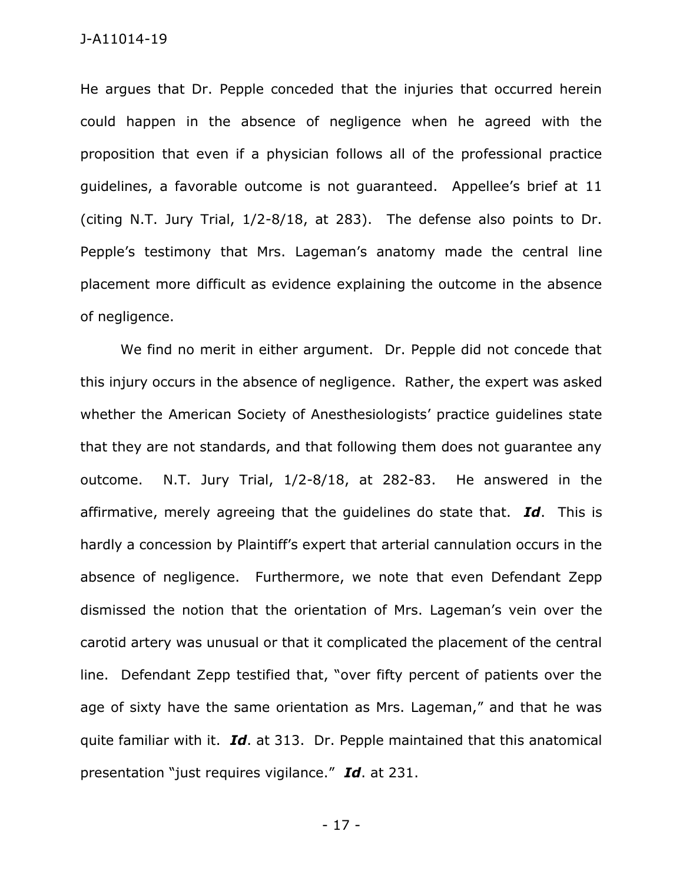He argues that Dr. Pepple conceded that the injuries that occurred herein could happen in the absence of negligence when he agreed with the proposition that even if a physician follows all of the professional practice guidelines, a favorable outcome is not guaranteed. Appellee's brief at 11 (citing N.T. Jury Trial, 1/2-8/18, at 283). The defense also points to Dr. Pepple's testimony that Mrs. Lageman's anatomy made the central line placement more difficult as evidence explaining the outcome in the absence of negligence.

We find no merit in either argument. Dr. Pepple did not concede that this injury occurs in the absence of negligence. Rather, the expert was asked whether the American Society of Anesthesiologists' practice guidelines state that they are not standards, and that following them does not guarantee any outcome. N.T. Jury Trial, 1/2-8/18, at 282-83. He answered in the affirmative, merely agreeing that the guidelines do state that. ***Id***. This is hardly a concession by Plaintiff's expert that arterial cannulation occurs in the absence of negligence. Furthermore, we note that even Defendant Zepp dismissed the notion that the orientation of Mrs. Lageman's vein over the carotid artery was unusual or that it complicated the placement of the central line. Defendant Zepp testified that, "over fifty percent of patients over the age of sixty have the same orientation as Mrs. Lageman," and that he was quite familiar with it. ***Id***. at 313. Dr. Pepple maintained that this anatomical presentation "just requires vigilance." ***Id***. at 231.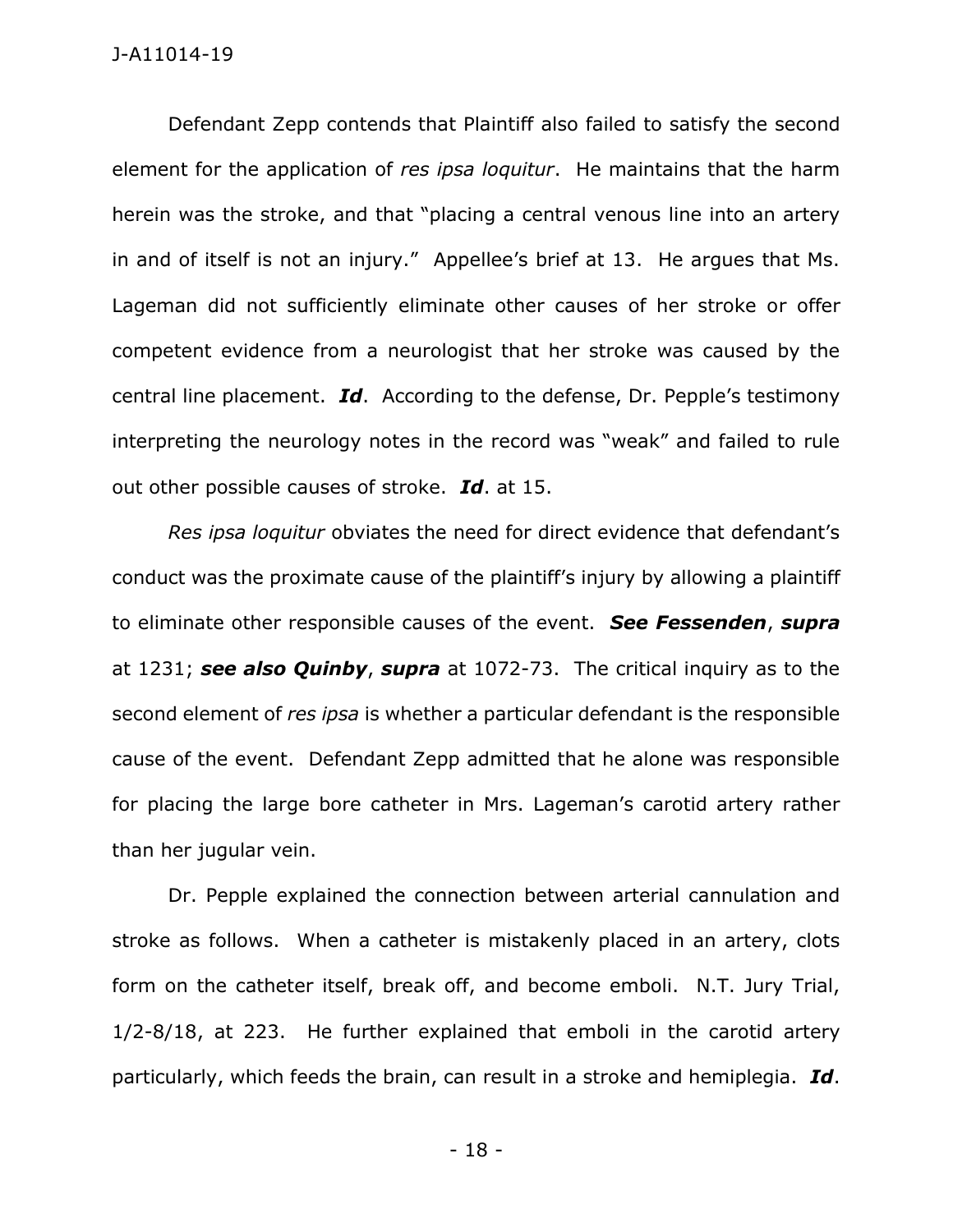Defendant Zepp contends that Plaintiff also failed to satisfy the second element for the application of *res ipsa loquitur*. He maintains that the harm herein was the stroke, and that "placing a central venous line into an artery in and of itself is not an injury." Appellee's brief at 13. He argues that Ms. Lageman did not sufficiently eliminate other causes of her stroke or offer competent evidence from a neurologist that her stroke was caused by the central line placement. ***Id***. According to the defense, Dr. Pepple's testimony interpreting the neurology notes in the record was "weak" and failed to rule out other possible causes of stroke. ***Id***. at 15.

*Res ipsa loquitur* obviates the need for direct evidence that defendant's conduct was the proximate cause of the plaintiff's injury by allowing a plaintiff to eliminate other responsible causes of the event. ***See Fessenden***, ***supra*** at 1231; ***see also Quinby***, ***supra*** at 1072-73. The critical inquiry as to the second element of *res ipsa* is whether a particular defendant is the responsible cause of the event. Defendant Zepp admitted that he alone was responsible for placing the large bore catheter in Mrs. Lageman's carotid artery rather than her jugular vein.

Dr. Pepple explained the connection between arterial cannulation and stroke as follows. When a catheter is mistakenly placed in an artery, clots form on the catheter itself, break off, and become emboli. N.T. Jury Trial, 1/2-8/18, at 223. He further explained that emboli in the carotid artery particularly, which feeds the brain, can result in a stroke and hemiplegia. ***Id***.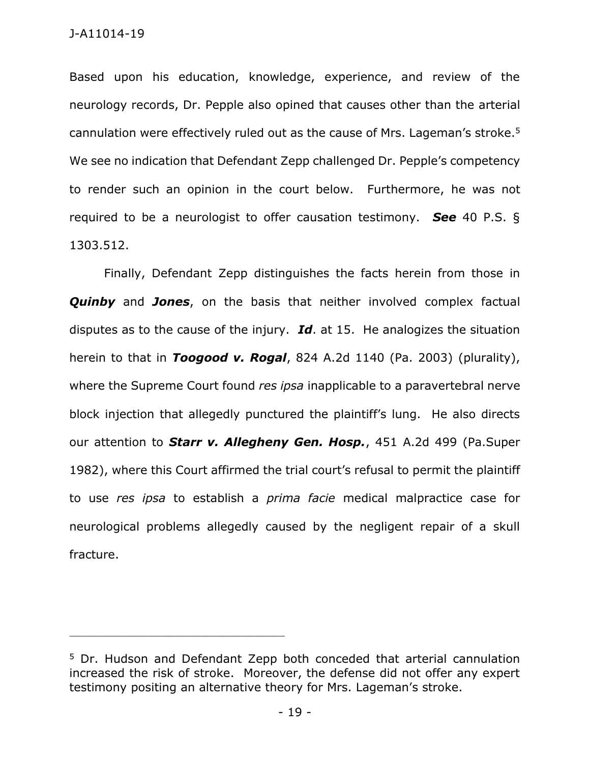Based upon his education, knowledge, experience, and review of the neurology records, Dr. Pepple also opined that causes other than the arterial cannulation were effectively ruled out as the cause of Mrs. Lageman's stroke.[5] We see no indication that Defendant Zepp challenged Dr. Pepple's competency to render such an opinion in the court below. Furthermore, he was not required to be a neurologist to offer causation testimony. ***See*** 40 P.S. § 1303.512.

Finally, Defendant Zepp distinguishes the facts herein from those in ***Quinby*** and ***Jones***, on the basis that neither involved complex factual disputes as to the cause of the injury. ***Id***. at 15. He analogizes the situation herein to that in ***Toogood v. Rogal***, 824 A.2d 1140 (Pa. 2003) (plurality), where the Supreme Court found *res ipsa* inapplicable to a paravertebral nerve block injection that allegedly punctured the plaintiff's lung. He also directs our attention to ***Starr v. Allegheny Gen. Hosp.***, 451 A.2d 499 (Pa.Super 1982), where this Court affirmed the trial court's refusal to permit the plaintiff to use *res ipsa* to establish a *prima facie* medical malpractice case for neurological problems allegedly caused by the negligent repair of a skull fracture.

---

[5] Dr. Hudson and Defendant Zepp both conceded that arterial cannulation increased the risk of stroke. Moreover, the defense did not offer any expert testimony positing an alternative theory for Mrs. Lageman's stroke.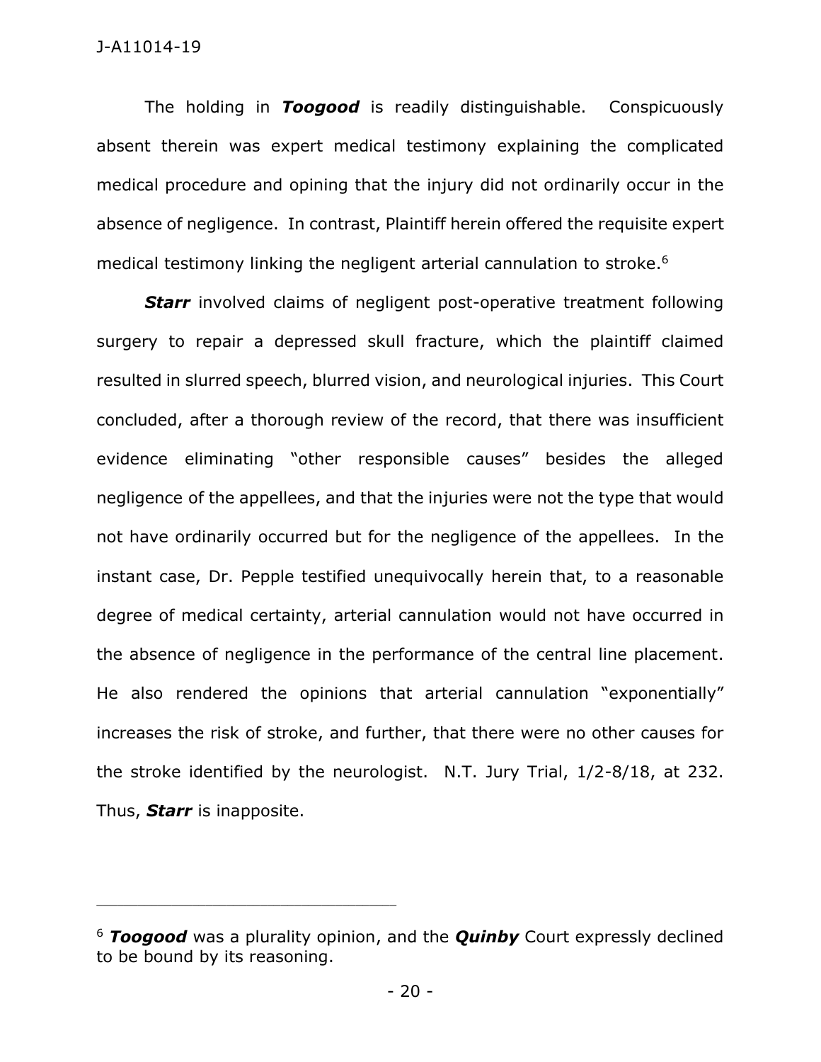The holding in ***Toogood*** is readily distinguishable. Conspicuously absent therein was expert medical testimony explaining the complicated medical procedure and opining that the injury did not ordinarily occur in the absence of negligence. In contrast, Plaintiff herein offered the requisite expert medical testimony linking the negligent arterial cannulation to stroke.[6]

***Starr*** involved claims of negligent post-operative treatment following surgery to repair a depressed skull fracture, which the plaintiff claimed resulted in slurred speech, blurred vision, and neurological injuries. This Court concluded, after a thorough review of the record, that there was insufficient evidence eliminating "other responsible causes" besides the alleged negligence of the appellees, and that the injuries were not the type that would not have ordinarily occurred but for the negligence of the appellees. In the instant case, Dr. Pepple testified unequivocally herein that, to a reasonable degree of medical certainty, arterial cannulation would not have occurred in the absence of negligence in the performance of the central line placement. He also rendered the opinions that arterial cannulation "exponentially" increases the risk of stroke, and further, that there were no other causes for the stroke identified by the neurologist. N.T. Jury Trial, 1/2-8/18, at 232. Thus, ***Starr*** is inapposite.

---

[6] ***Toogood*** was a plurality opinion, and the ***Quinby*** Court expressly declined to be bound by its reasoning.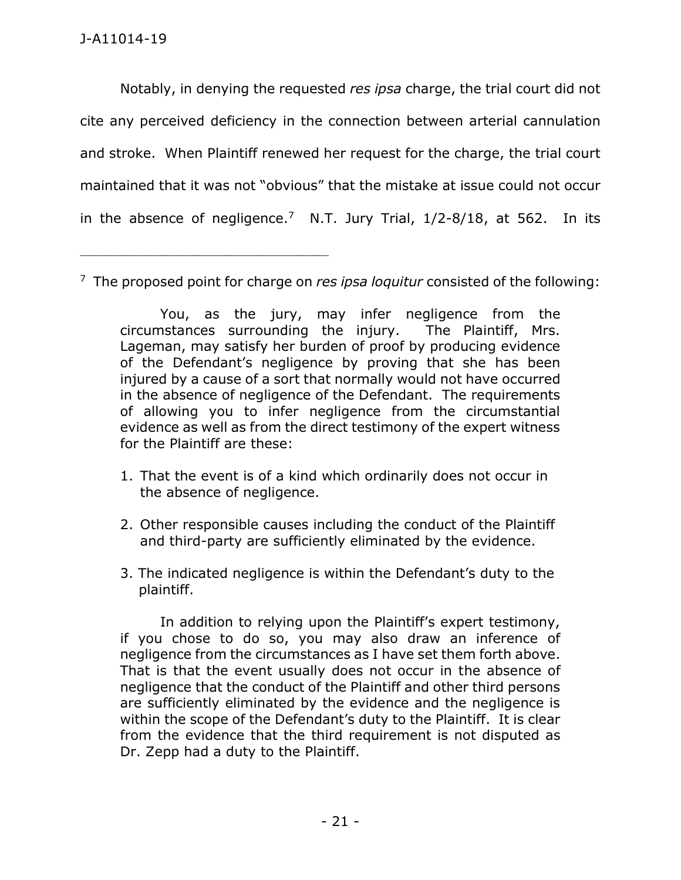Notably, in denying the requested *res ipsa* charge, the trial court did not cite any perceived deficiency in the connection between arterial cannulation and stroke. When Plaintiff renewed her request for the charge, the trial court maintained that it was not "obvious" that the mistake at issue could not occur in the absence of negligence.[7] N.T. Jury Trial, 1/2-8/18, at 562. In its

---

[7] The proposed point for charge on *res ipsa loquitur* consisted of the following:

> You, as the jury, may infer negligence from the circumstances surrounding the injury. The Plaintiff, Mrs. Lageman, may satisfy her burden of proof by producing evidence of the Defendant's negligence by proving that she has been injured by a cause of a sort that normally would not have occurred in the absence of negligence of the Defendant. The requirements of allowing you to infer negligence from the circumstantial evidence as well as from the direct testimony of the expert witness for the Plaintiff are these:
>
> 1. That the event is of a kind which ordinarily does not occur in the absence of negligence.
> 2. Other responsible causes including the conduct of the Plaintiff and third-party are sufficiently eliminated by the evidence.
> 3. The indicated negligence is within the Defendant's duty to the plaintiff.
>
> In addition to relying upon the Plaintiff's expert testimony, if you chose to do so, you may also draw an inference of negligence from the circumstances as I have set them forth above. That is that the event usually does not occur in the absence of negligence that the conduct of the Plaintiff and other third persons are sufficiently eliminated by the evidence and the negligence is within the scope of the Defendant's duty to the Plaintiff. It is clear from the evidence that the third requirement is not disputed as Dr. Zepp had a duty to the Plaintiff.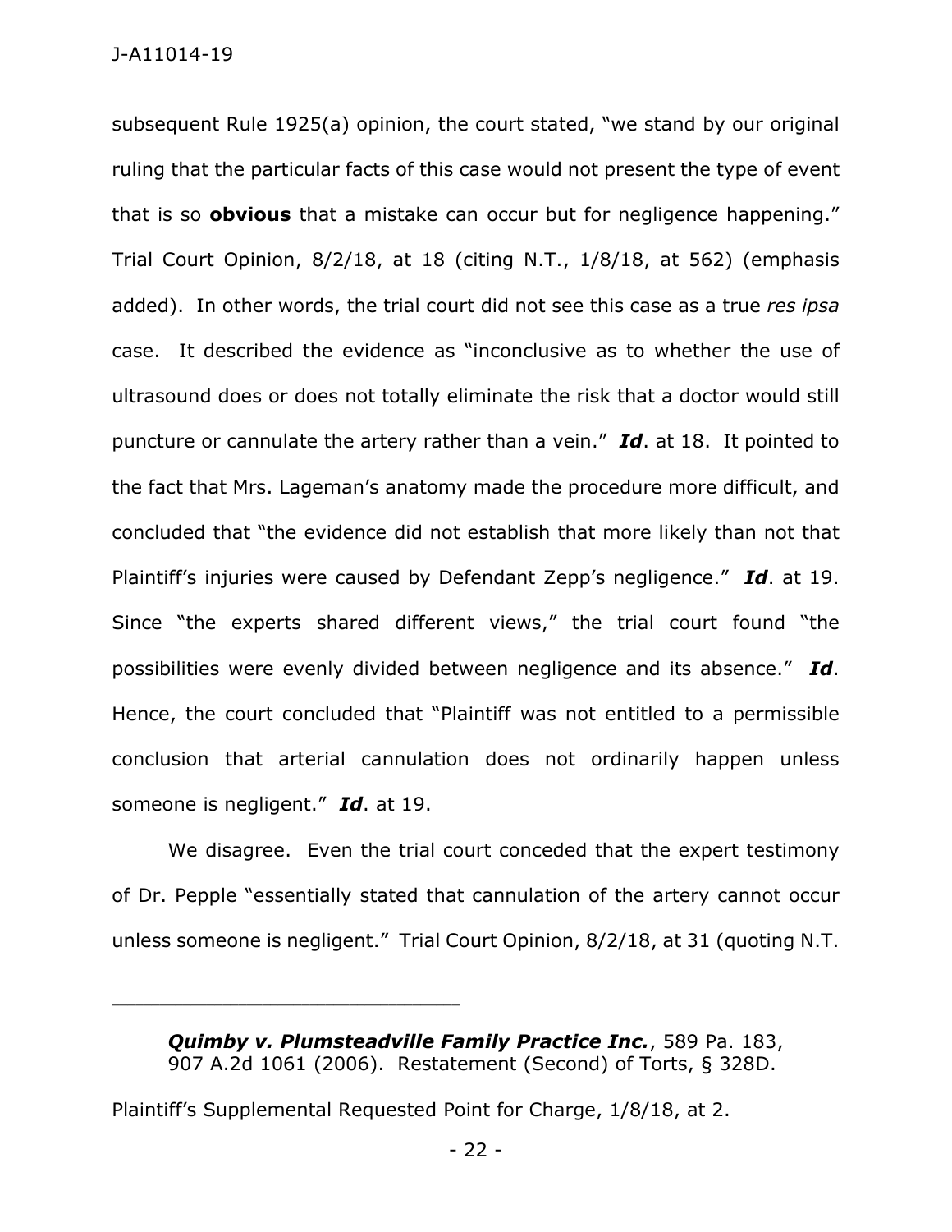subsequent Rule 1925(a) opinion, the court stated, "we stand by our original ruling that the particular facts of this case would not present the type of event that is so **obvious** that a mistake can occur but for negligence happening." Trial Court Opinion, 8/2/18, at 18 (citing N.T., 1/8/18, at 562) (emphasis added). In other words, the trial court did not see this case as a true *res ipsa* case. It described the evidence as "inconclusive as to whether the use of ultrasound does or does not totally eliminate the risk that a doctor would still puncture or cannulate the artery rather than a vein." ***Id***. at 18. It pointed to the fact that Mrs. Lageman's anatomy made the procedure more difficult, and concluded that "the evidence did not establish that more likely than not that Plaintiff's injuries were caused by Defendant Zepp's negligence." ***Id***. at 19. Since "the experts shared different views," the trial court found "the possibilities were evenly divided between negligence and its absence." ***Id***. Hence, the court concluded that "Plaintiff was not entitled to a permissible conclusion that arterial cannulation does not ordinarily happen unless someone is negligent." ***Id***. at 19.

We disagree. Even the trial court conceded that the expert testimony of Dr. Pepple "essentially stated that cannulation of the artery cannot occur unless someone is negligent." Trial Court Opinion, 8/2/18, at 31 (quoting N.T.

---

> ***Quimby v. Plumsteadville Family Practice Inc.***, 589 Pa. 183, 907 A.2d 1061 (2006). Restatement (Second) of Torts, § 328D.

Plaintiff's Supplemental Requested Point for Charge, 1/8/18, at 2.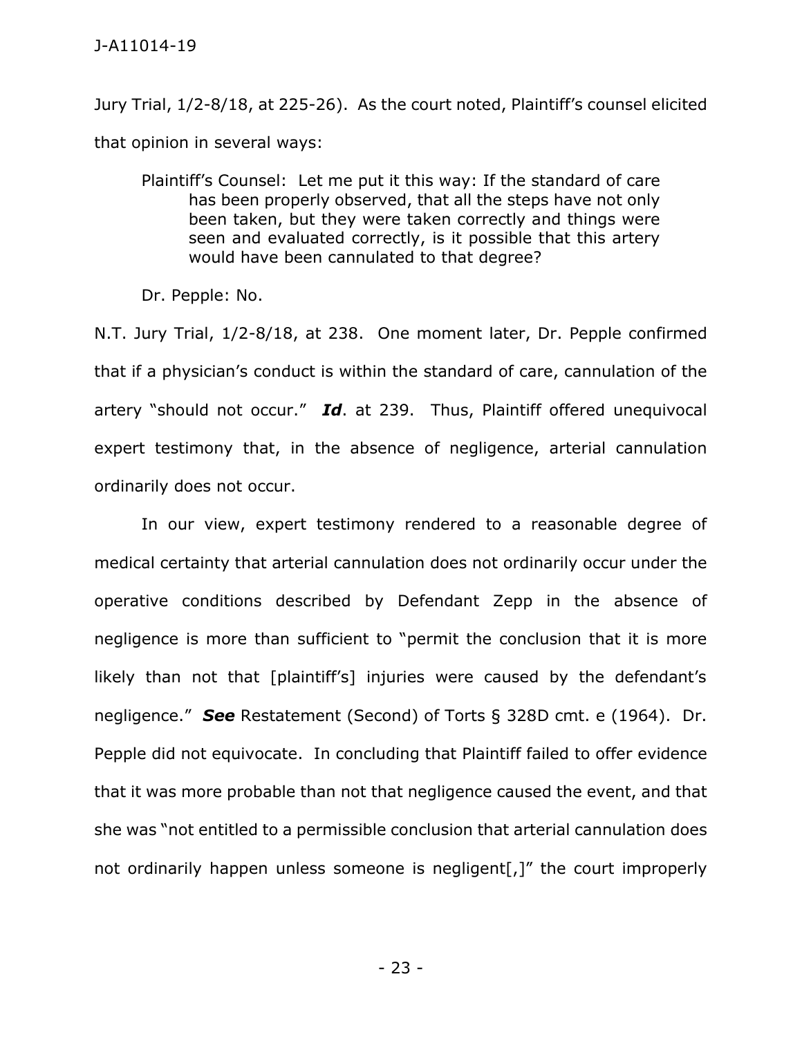Jury Trial, 1/2-8/18, at 225-26). As the court noted, Plaintiff's counsel elicited that opinion in several ways:

> Plaintiff's Counsel: Let me put it this way: If the standard of care has been properly observed, that all the steps have not only been taken, but they were taken correctly and things were seen and evaluated correctly, is it possible that this artery would have been cannulated to that degree?
>
> Dr. Pepple: No.

N.T. Jury Trial, 1/2-8/18, at 238. One moment later, Dr. Pepple confirmed that if a physician's conduct is within the standard of care, cannulation of the artery "should not occur." ***Id***. at 239. Thus, Plaintiff offered unequivocal expert testimony that, in the absence of negligence, arterial cannulation ordinarily does not occur.

In our view, expert testimony rendered to a reasonable degree of medical certainty that arterial cannulation does not ordinarily occur under the operative conditions described by Defendant Zepp in the absence of negligence is more than sufficient to "permit the conclusion that it is more likely than not that [plaintiff's] injuries were caused by the defendant's negligence." ***See*** Restatement (Second) of Torts § 328D cmt. e (1964). Dr. Pepple did not equivocate. In concluding that Plaintiff failed to offer evidence that it was more probable than not that negligence caused the event, and that she was "not entitled to a permissible conclusion that arterial cannulation does not ordinarily happen unless someone is negligent[,]" the court improperly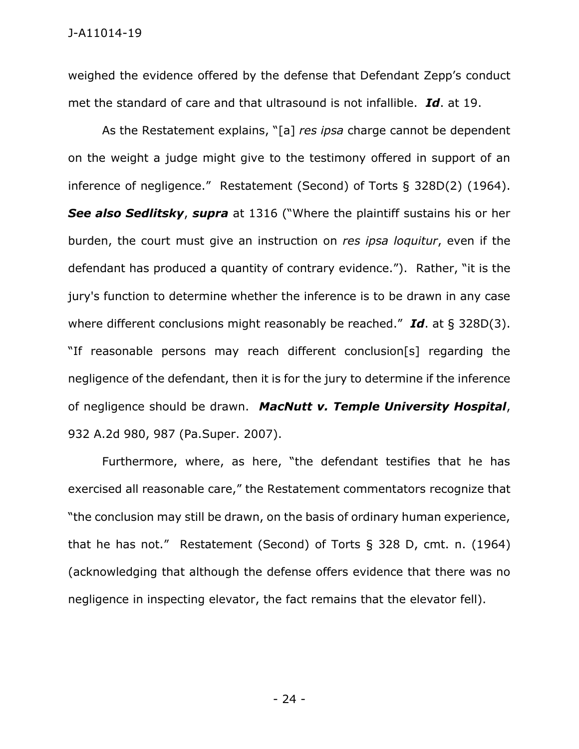weighed the evidence offered by the defense that Defendant Zepp's conduct met the standard of care and that ultrasound is not infallible. ***Id***. at 19.

As the Restatement explains, "[a] *res ipsa* charge cannot be dependent on the weight a judge might give to the testimony offered in support of an inference of negligence." Restatement (Second) of Torts § 328D(2) (1964). ***See also Sedlitsky***, ***supra*** at 1316 ("Where the plaintiff sustains his or her burden, the court must give an instruction on *res ipsa loquitur*, even if the defendant has produced a quantity of contrary evidence."). Rather, "it is the jury's function to determine whether the inference is to be drawn in any case where different conclusions might reasonably be reached." ***Id***. at § 328D(3). "If reasonable persons may reach different conclusion[s] regarding the negligence of the defendant, then it is for the jury to determine if the inference of negligence should be drawn. ***MacNutt v. Temple University Hospital***, 932 A.2d 980, 987 (Pa.Super. 2007).

Furthermore, where, as here, "the defendant testifies that he has exercised all reasonable care," the Restatement commentators recognize that "the conclusion may still be drawn, on the basis of ordinary human experience, that he has not." Restatement (Second) of Torts § 328 D, cmt. n. (1964) (acknowledging that although the defense offers evidence that there was no negligence in inspecting elevator, the fact remains that the elevator fell).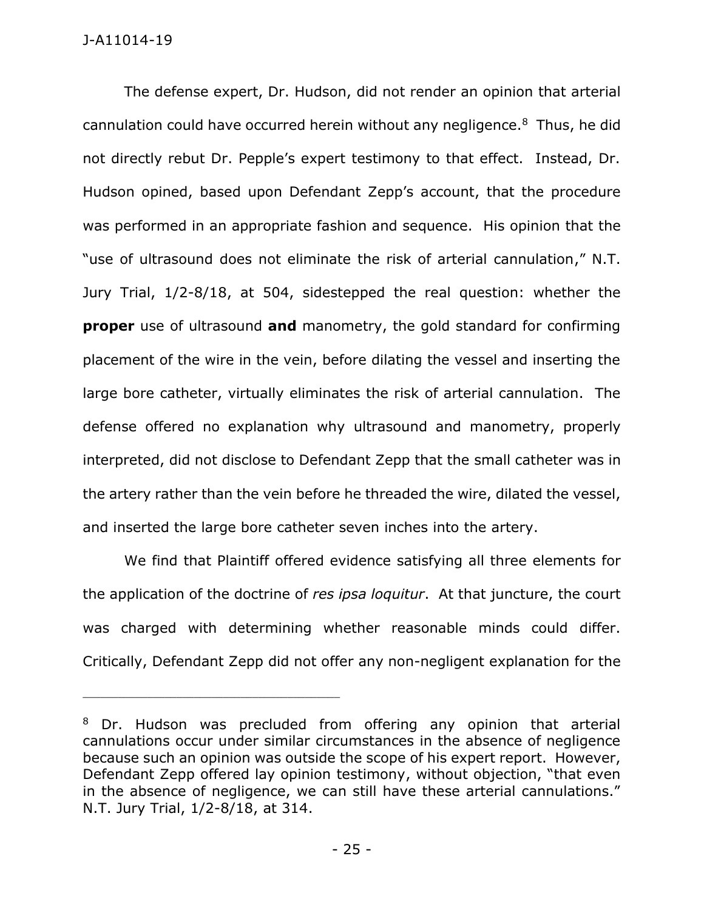The defense expert, Dr. Hudson, did not render an opinion that arterial cannulation could have occurred herein without any negligence.[8] Thus, he did not directly rebut Dr. Pepple's expert testimony to that effect. Instead, Dr. Hudson opined, based upon Defendant Zepp's account, that the procedure was performed in an appropriate fashion and sequence. His opinion that the "use of ultrasound does not eliminate the risk of arterial cannulation," N.T. Jury Trial, 1/2-8/18, at 504, sidestepped the real question: whether the **proper** use of ultrasound **and** manometry, the gold standard for confirming placement of the wire in the vein, before dilating the vessel and inserting the large bore catheter, virtually eliminates the risk of arterial cannulation. The defense offered no explanation why ultrasound and manometry, properly interpreted, did not disclose to Defendant Zepp that the small catheter was in the artery rather than the vein before he threaded the wire, dilated the vessel, and inserted the large bore catheter seven inches into the artery.

We find that Plaintiff offered evidence satisfying all three elements for the application of the doctrine of *res ipsa loquitur*. At that juncture, the court was charged with determining whether reasonable minds could differ. Critically, Defendant Zepp did not offer any non-negligent explanation for the

---

[8] Dr. Hudson was precluded from offering any opinion that arterial cannulations occur under similar circumstances in the absence of negligence because such an opinion was outside the scope of his expert report. However, Defendant Zepp offered lay opinion testimony, without objection, "that even in the absence of negligence, we can still have these arterial cannulations." N.T. Jury Trial, 1/2-8/18, at 314.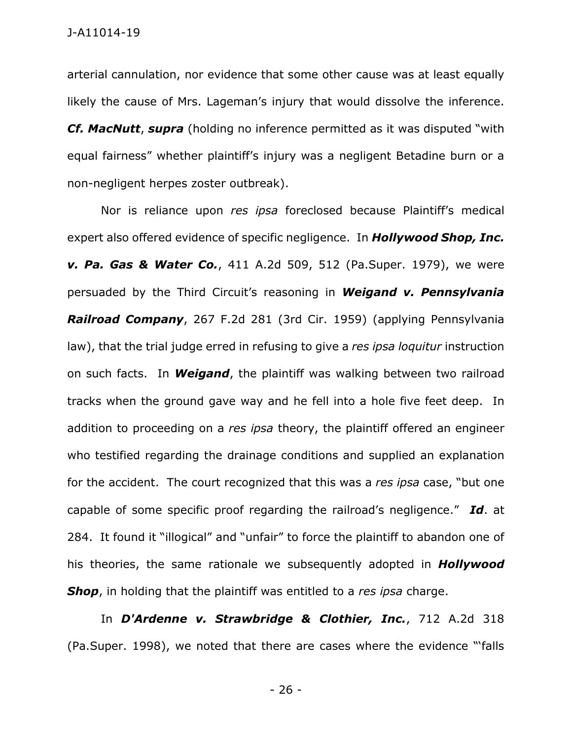arterial cannulation, nor evidence that some other cause was at least equally likely the cause of Mrs. Lageman's injury that would dissolve the inference. ***Cf. MacNutt***, ***supra*** (holding no inference permitted as it was disputed "with equal fairness" whether plaintiff's injury was a negligent Betadine burn or a non-negligent herpes zoster outbreak).

Nor is reliance upon *res ipsa* foreclosed because Plaintiff's medical expert also offered evidence of specific negligence. In ***Hollywood Shop, Inc. v. Pa. Gas & Water Co.***, 411 A.2d 509, 512 (Pa.Super. 1979), we were persuaded by the Third Circuit's reasoning in ***Weigand v. Pennsylvania Railroad Company***, 267 F.2d 281 (3rd Cir. 1959) (applying Pennsylvania law), that the trial judge erred in refusing to give a *res ipsa loquitur* instruction on such facts. In ***Weigand***, the plaintiff was walking between two railroad tracks when the ground gave way and he fell into a hole five feet deep. In addition to proceeding on a *res ipsa* theory, the plaintiff offered an engineer who testified regarding the drainage conditions and supplied an explanation for the accident. The court recognized that this was a *res ipsa* case, "but one capable of some specific proof regarding the railroad's negligence." ***Id***. at 284. It found it "illogical" and "unfair" to force the plaintiff to abandon one of his theories, the same rationale we subsequently adopted in ***Hollywood Shop***, in holding that the plaintiff was entitled to a *res ipsa* charge.

In ***D'Ardenne v. Strawbridge & Clothier, Inc.***, 712 A.2d 318 (Pa.Super. 1998), we noted that there are cases where the evidence "'falls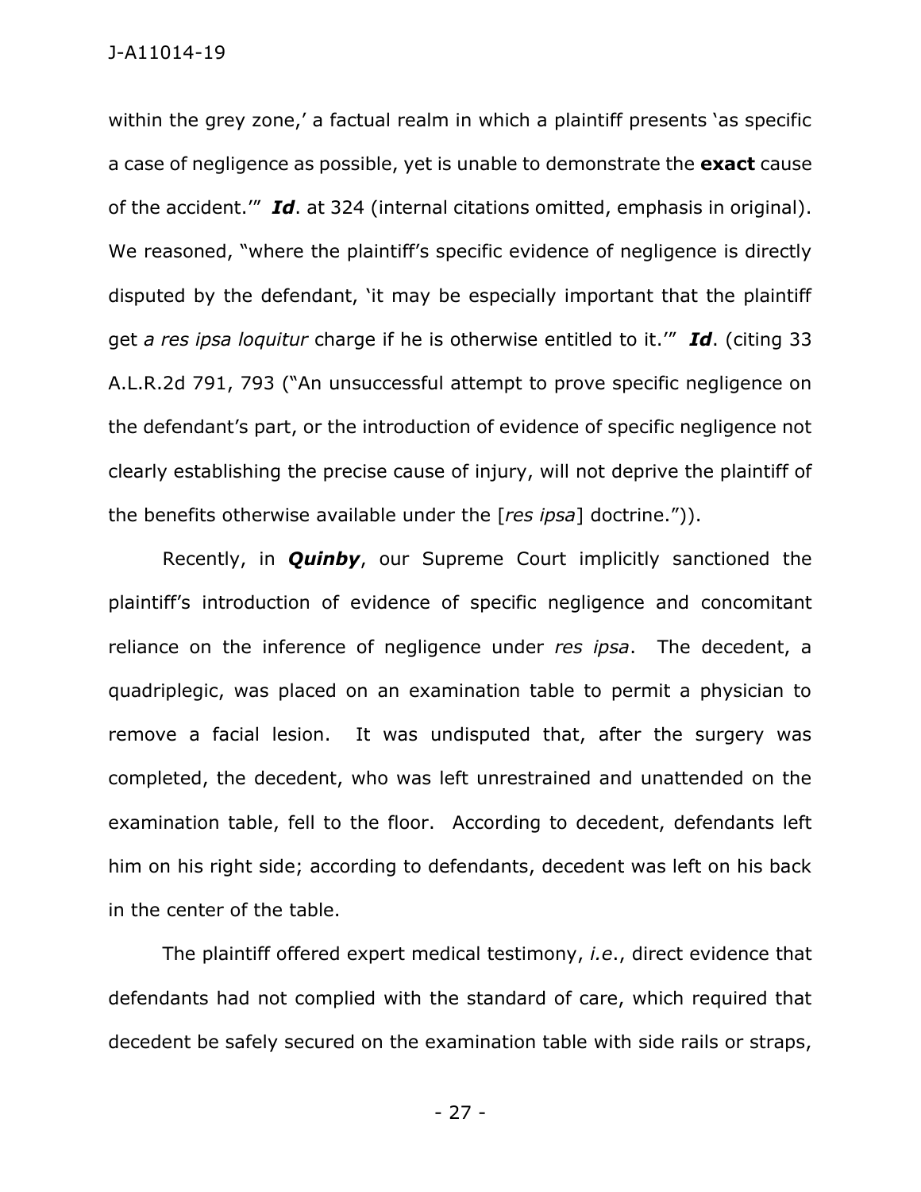within the grey zone,' a factual realm in which a plaintiff presents 'as specific a case of negligence as possible, yet is unable to demonstrate the **exact** cause of the accident.'" ***Id***. at 324 (internal citations omitted, emphasis in original). We reasoned, "where the plaintiff's specific evidence of negligence is directly disputed by the defendant, 'it may be especially important that the plaintiff get *a res ipsa loquitur* charge if he is otherwise entitled to it.'" ***Id***. (citing 33 A.L.R.2d 791, 793 ("An unsuccessful attempt to prove specific negligence on the defendant's part, or the introduction of evidence of specific negligence not clearly establishing the precise cause of injury, will not deprive the plaintiff of the benefits otherwise available under the [*res ipsa*] doctrine.")).

Recently, in ***Quinby***, our Supreme Court implicitly sanctioned the plaintiff's introduction of evidence of specific negligence and concomitant reliance on the inference of negligence under *res ipsa*. The decedent, a quadriplegic, was placed on an examination table to permit a physician to remove a facial lesion. It was undisputed that, after the surgery was completed, the decedent, who was left unrestrained and unattended on the examination table, fell to the floor. According to decedent, defendants left him on his right side; according to defendants, decedent was left on his back in the center of the table.

The plaintiff offered expert medical testimony, *i.e.*, direct evidence that defendants had not complied with the standard of care, which required that decedent be safely secured on the examination table with side rails or straps,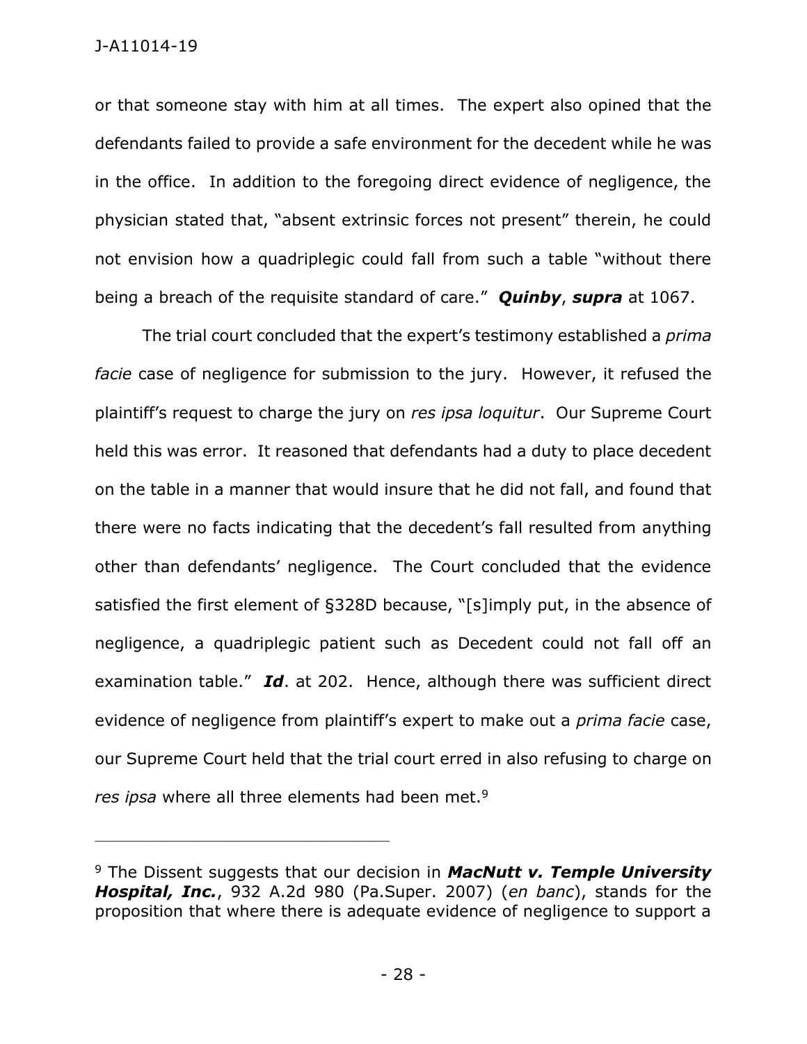or that someone stay with him at all times. The expert also opined that the defendants failed to provide a safe environment for the decedent while he was in the office. In addition to the foregoing direct evidence of negligence, the physician stated that, "absent extrinsic forces not present" therein, he could not envision how a quadriplegic could fall from such a table "without there being a breach of the requisite standard of care." ***Quinby***, ***supra*** at 1067.

The trial court concluded that the expert's testimony established a *prima facie* case of negligence for submission to the jury. However, it refused the plaintiff's request to charge the jury on *res ipsa loquitur*. Our Supreme Court held this was error. It reasoned that defendants had a duty to place decedent on the table in a manner that would insure that he did not fall, and found that there were no facts indicating that the decedent's fall resulted from anything other than defendants' negligence. The Court concluded that the evidence satisfied the first element of §328D because, "[s]imply put, in the absence of negligence, a quadriplegic patient such as Decedent could not fall off an examination table." ***Id***. at 202. Hence, although there was sufficient direct evidence of negligence from plaintiff's expert to make out a *prima facie* case, our Supreme Court held that the trial court erred in also refusing to charge on *res ipsa* where all three elements had been met.[9]

---

[9] The Dissent suggests that our decision in ***MacNutt v. Temple University Hospital, Inc.***, 932 A.2d 980 (Pa.Super. 2007) (*en banc*), stands for the proposition that where there is adequate evidence of negligence to support a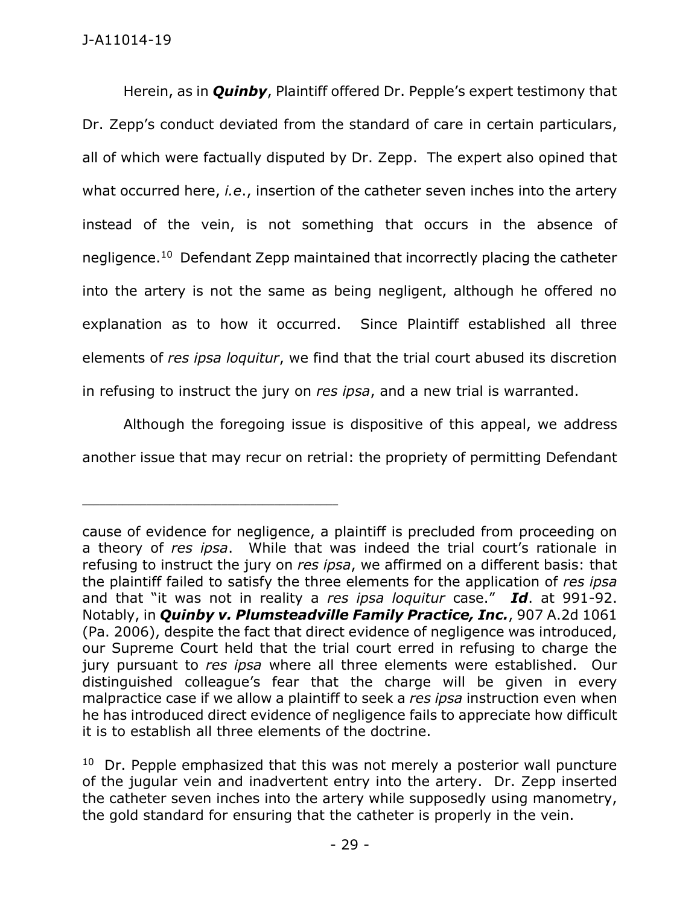Herein, as in ***Quinby***, Plaintiff offered Dr. Pepple's expert testimony that Dr. Zepp's conduct deviated from the standard of care in certain particulars, all of which were factually disputed by Dr. Zepp. The expert also opined that what occurred here, *i.e.*, insertion of the catheter seven inches into the artery instead of the vein, is not something that occurs in the absence of negligence.[10] Defendant Zepp maintained that incorrectly placing the catheter into the artery is not the same as being negligent, although he offered no explanation as to how it occurred. Since Plaintiff established all three elements of *res ipsa loquitur*, we find that the trial court abused its discretion in refusing to instruct the jury on *res ipsa*, and a new trial is warranted.

Although the foregoing issue is dispositive of this appeal, we address another issue that may recur on retrial: the propriety of permitting Defendant

---

cause of evidence for negligence, a plaintiff is precluded from proceeding on a theory of *res ipsa*. While that was indeed the trial court's rationale in refusing to instruct the jury on *res ipsa*, we affirmed on a different basis: that the plaintiff failed to satisfy the three elements for the application of *res ipsa* and that "it was not in reality a *res ipsa loquitur* case." ***Id***. at 991-92. Notably, in ***Quinby v. Plumsteadville Family Practice, Inc.***, 907 A.2d 1061 (Pa. 2006), despite the fact that direct evidence of negligence was introduced, our Supreme Court held that the trial court erred in refusing to charge the jury pursuant to *res ipsa* where all three elements were established. Our distinguished colleague's fear that the charge will be given in every malpractice case if we allow a plaintiff to seek a *res ipsa* instruction even when he has introduced direct evidence of negligence fails to appreciate how difficult it is to establish all three elements of the doctrine.

[10] Dr. Pepple emphasized that this was not merely a posterior wall puncture of the jugular vein and inadvertent entry into the artery. Dr. Zepp inserted the catheter seven inches into the artery while supposedly using manometry, the gold standard for ensuring that the catheter is properly in the vein.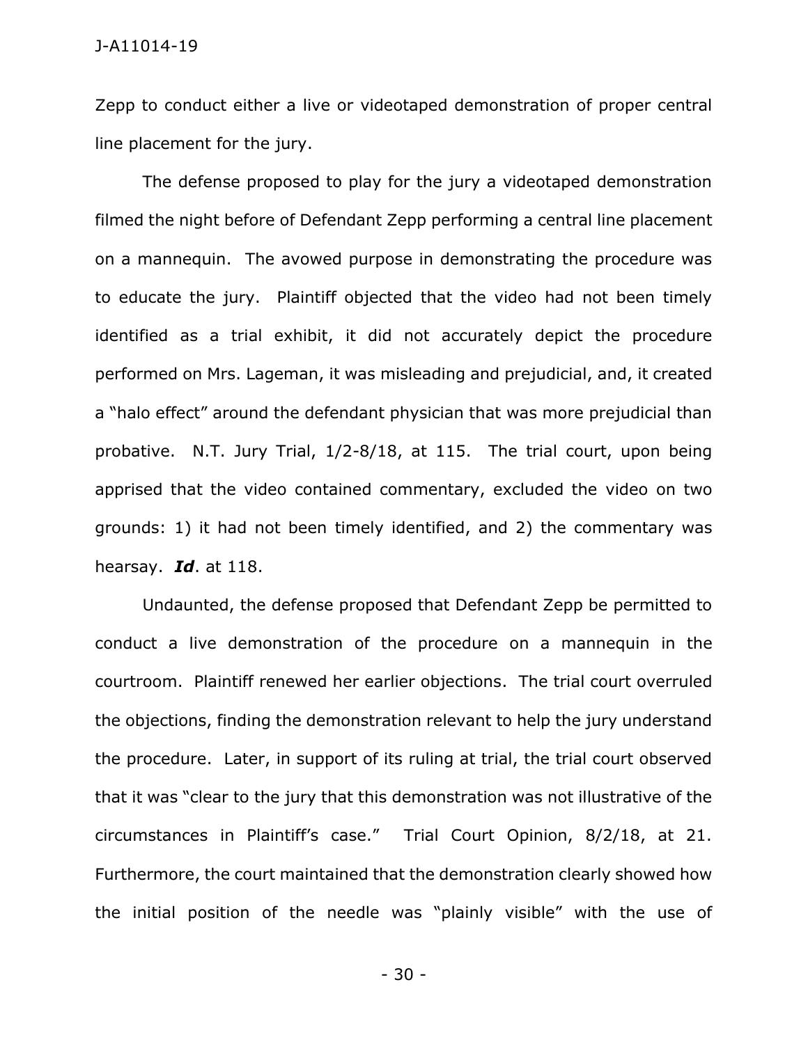Zepp to conduct either a live or videotaped demonstration of proper central line placement for the jury.

The defense proposed to play for the jury a videotaped demonstration filmed the night before of Defendant Zepp performing a central line placement on a mannequin. The avowed purpose in demonstrating the procedure was to educate the jury. Plaintiff objected that the video had not been timely identified as a trial exhibit, it did not accurately depict the procedure performed on Mrs. Lageman, it was misleading and prejudicial, and, it created a "halo effect" around the defendant physician that was more prejudicial than probative. N.T. Jury Trial, 1/2-8/18, at 115. The trial court, upon being apprised that the video contained commentary, excluded the video on two grounds: 1) it had not been timely identified, and 2) the commentary was hearsay. ***Id***. at 118.

Undaunted, the defense proposed that Defendant Zepp be permitted to conduct a live demonstration of the procedure on a mannequin in the courtroom. Plaintiff renewed her earlier objections. The trial court overruled the objections, finding the demonstration relevant to help the jury understand the procedure. Later, in support of its ruling at trial, the trial court observed that it was "clear to the jury that this demonstration was not illustrative of the circumstances in Plaintiff's case." Trial Court Opinion, 8/2/18, at 21. Furthermore, the court maintained that the demonstration clearly showed how the initial position of the needle was "plainly visible" with the use of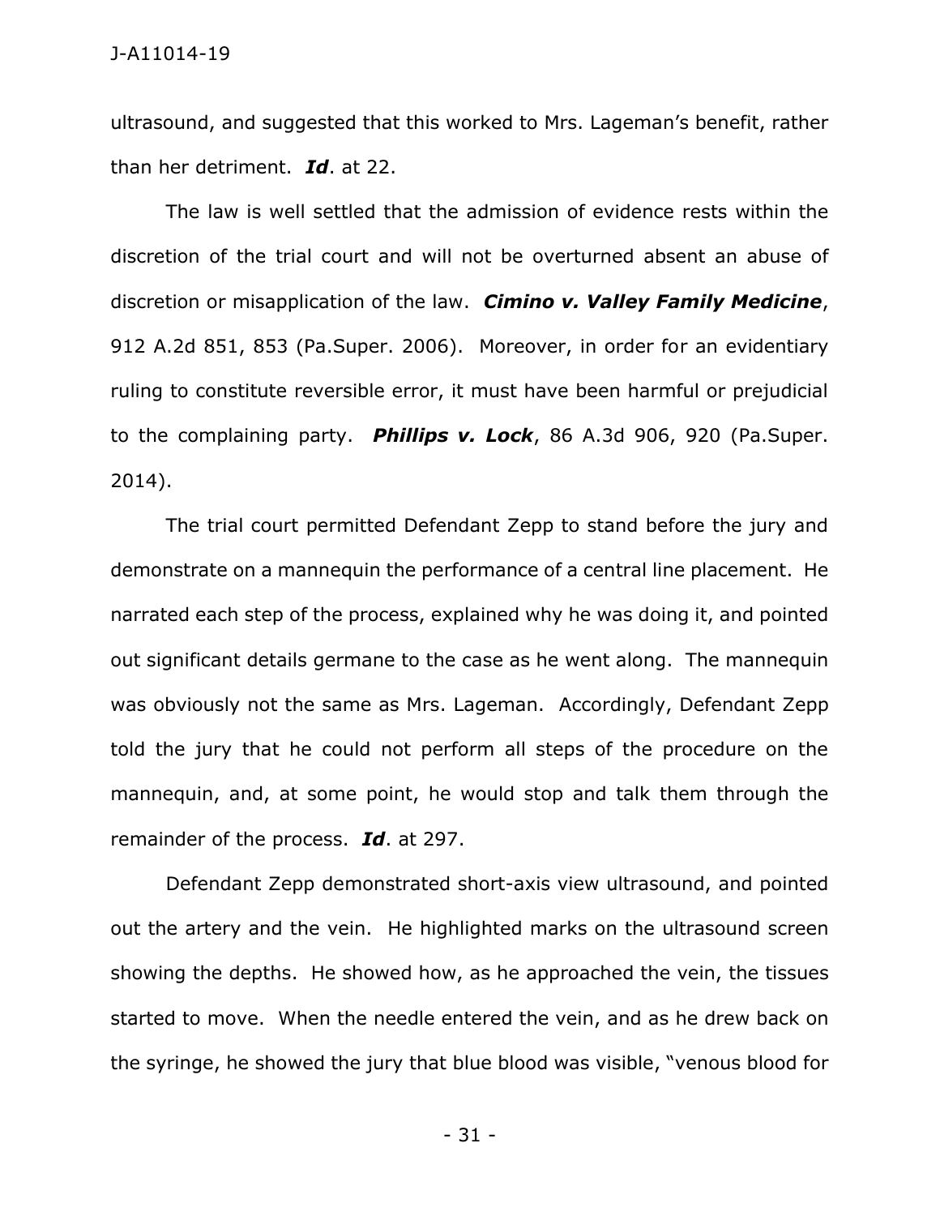ultrasound, and suggested that this worked to Mrs. Lageman's benefit, rather than her detriment. ***Id***. at 22.

The law is well settled that the admission of evidence rests within the discretion of the trial court and will not be overturned absent an abuse of discretion or misapplication of the law. ***Cimino v. Valley Family Medicine***, 912 A.2d 851, 853 (Pa.Super. 2006). Moreover, in order for an evidentiary ruling to constitute reversible error, it must have been harmful or prejudicial to the complaining party. ***Phillips v. Lock***, 86 A.3d 906, 920 (Pa.Super. 2014).

The trial court permitted Defendant Zepp to stand before the jury and demonstrate on a mannequin the performance of a central line placement. He narrated each step of the process, explained why he was doing it, and pointed out significant details germane to the case as he went along. The mannequin was obviously not the same as Mrs. Lageman. Accordingly, Defendant Zepp told the jury that he could not perform all steps of the procedure on the mannequin, and, at some point, he would stop and talk them through the remainder of the process. ***Id***. at 297.

Defendant Zepp demonstrated short-axis view ultrasound, and pointed out the artery and the vein. He highlighted marks on the ultrasound screen showing the depths. He showed how, as he approached the vein, the tissues started to move. When the needle entered the vein, and as he drew back on the syringe, he showed the jury that blue blood was visible, "venous blood for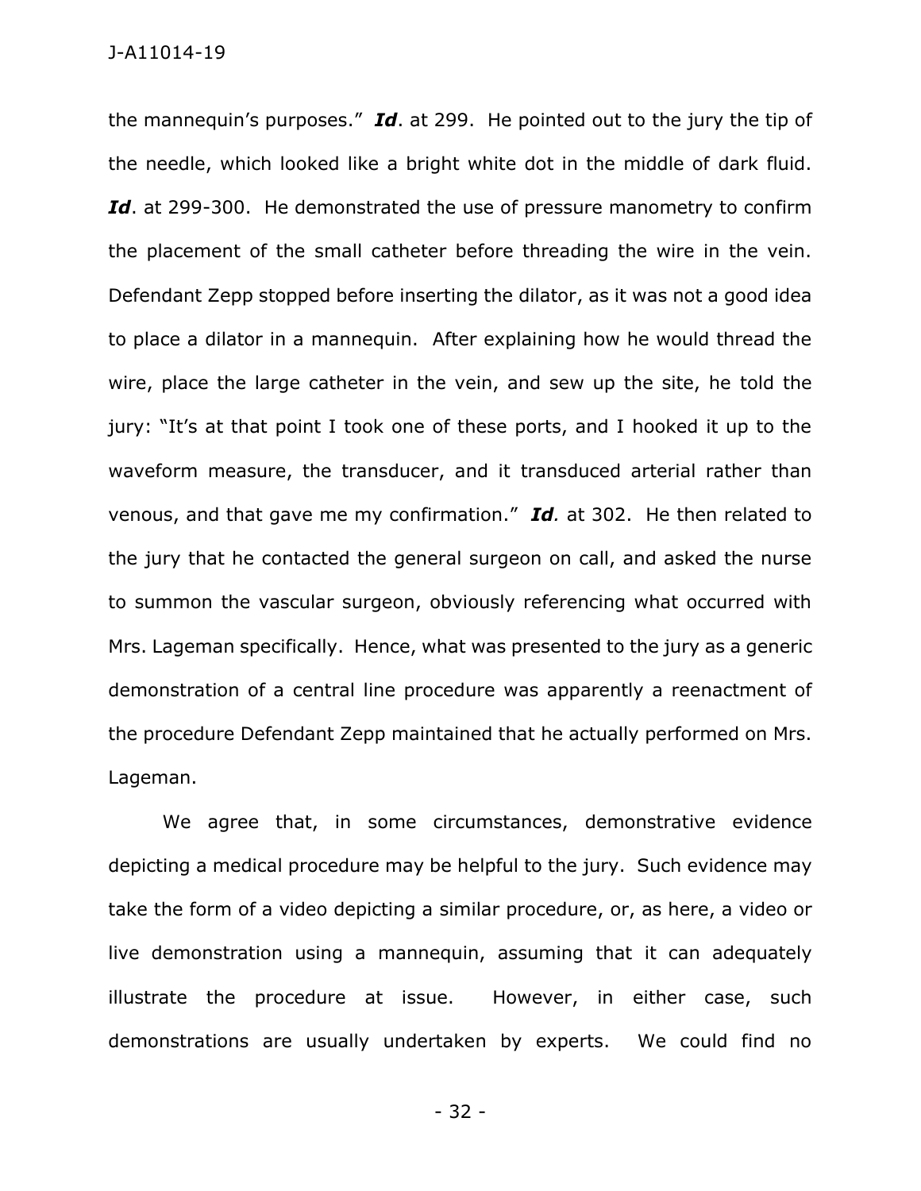the mannequin's purposes." ***Id***. at 299. He pointed out to the jury the tip of the needle, which looked like a bright white dot in the middle of dark fluid. ***Id***. at 299-300. He demonstrated the use of pressure manometry to confirm the placement of the small catheter before threading the wire in the vein. Defendant Zepp stopped before inserting the dilator, as it was not a good idea to place a dilator in a mannequin. After explaining how he would thread the wire, place the large catheter in the vein, and sew up the site, he told the jury: "It's at that point I took one of these ports, and I hooked it up to the waveform measure, the transducer, and it transduced arterial rather than venous, and that gave me my confirmation." ***Id.*** at 302. He then related to the jury that he contacted the general surgeon on call, and asked the nurse to summon the vascular surgeon, obviously referencing what occurred with Mrs. Lageman specifically. Hence, what was presented to the jury as a generic demonstration of a central line procedure was apparently a reenactment of the procedure Defendant Zepp maintained that he actually performed on Mrs. Lageman.

We agree that, in some circumstances, demonstrative evidence depicting a medical procedure may be helpful to the jury. Such evidence may take the form of a video depicting a similar procedure, or, as here, a video or live demonstration using a mannequin, assuming that it can adequately illustrate the procedure at issue. However, in either case, such demonstrations are usually undertaken by experts. We could find no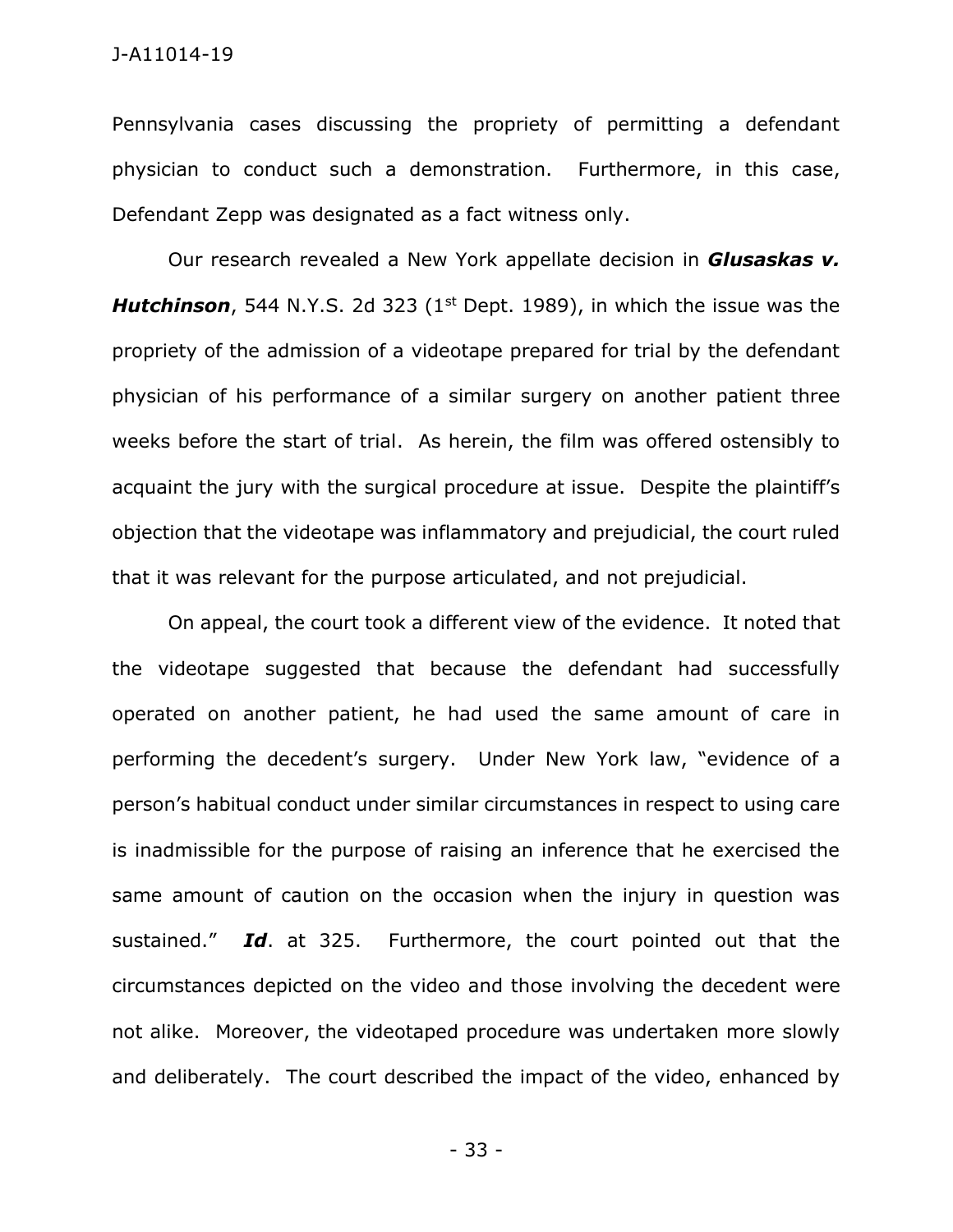Pennsylvania cases discussing the propriety of permitting a defendant physician to conduct such a demonstration. Furthermore, in this case, Defendant Zepp was designated as a fact witness only.

Our research revealed a New York appellate decision in ***Glusaskas v. Hutchinson***, 544 N.Y.S. 2d 323 (1st Dept. 1989), in which the issue was the propriety of the admission of a videotape prepared for trial by the defendant physician of his performance of a similar surgery on another patient three weeks before the start of trial. As herein, the film was offered ostensibly to acquaint the jury with the surgical procedure at issue. Despite the plaintiff's objection that the videotape was inflammatory and prejudicial, the court ruled that it was relevant for the purpose articulated, and not prejudicial.

On appeal, the court took a different view of the evidence. It noted that the videotape suggested that because the defendant had successfully operated on another patient, he had used the same amount of care in performing the decedent's surgery. Under New York law, "evidence of a person's habitual conduct under similar circumstances in respect to using care is inadmissible for the purpose of raising an inference that he exercised the same amount of caution on the occasion when the injury in question was sustained." ***Id***. at 325. Furthermore, the court pointed out that the circumstances depicted on the video and those involving the decedent were not alike. Moreover, the videotaped procedure was undertaken more slowly and deliberately. The court described the impact of the video, enhanced by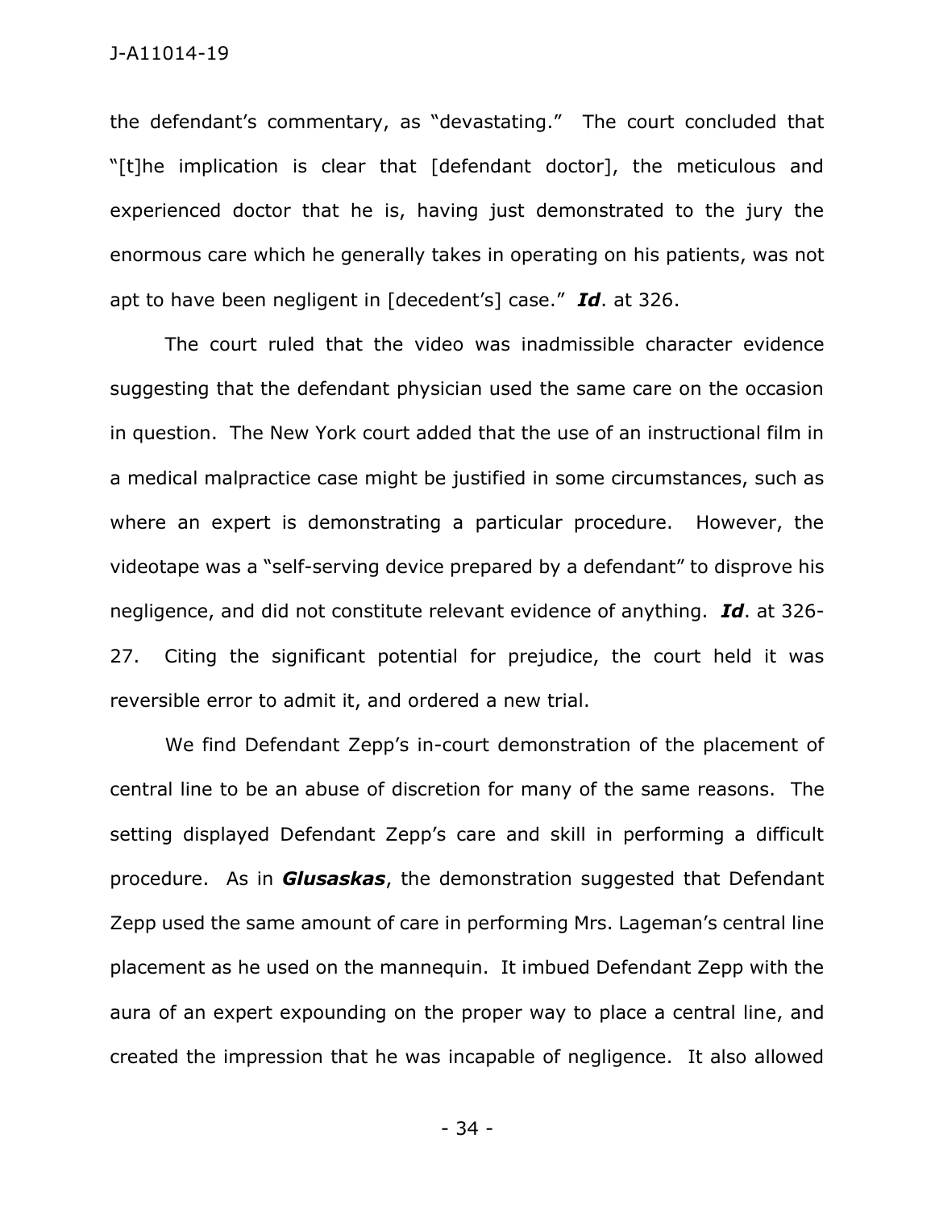the defendant's commentary, as "devastating." The court concluded that "[t]he implication is clear that [defendant doctor], the meticulous and experienced doctor that he is, having just demonstrated to the jury the enormous care which he generally takes in operating on his patients, was not apt to have been negligent in [decedent's] case." ***Id***. at 326.

The court ruled that the video was inadmissible character evidence suggesting that the defendant physician used the same care on the occasion in question. The New York court added that the use of an instructional film in a medical malpractice case might be justified in some circumstances, such as where an expert is demonstrating a particular procedure. However, the videotape was a "self-serving device prepared by a defendant" to disprove his negligence, and did not constitute relevant evidence of anything. ***Id***. at 326-27. Citing the significant potential for prejudice, the court held it was reversible error to admit it, and ordered a new trial.

We find Defendant Zepp's in-court demonstration of the placement of central line to be an abuse of discretion for many of the same reasons. The setting displayed Defendant Zepp's care and skill in performing a difficult procedure. As in ***Glusaskas***, the demonstration suggested that Defendant Zepp used the same amount of care in performing Mrs. Lageman's central line placement as he used on the mannequin. It imbued Defendant Zepp with the aura of an expert expounding on the proper way to place a central line, and created the impression that he was incapable of negligence. It also allowed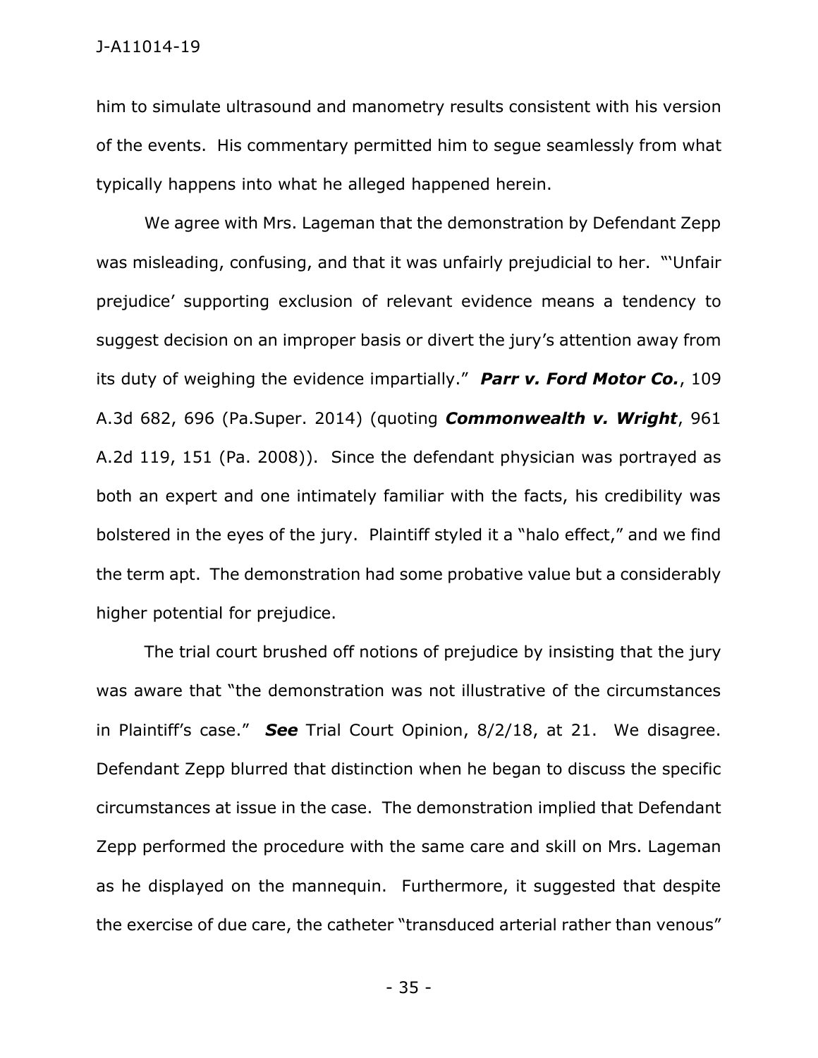him to simulate ultrasound and manometry results consistent with his version of the events. His commentary permitted him to segue seamlessly from what typically happens into what he alleged happened herein.

We agree with Mrs. Lageman that the demonstration by Defendant Zepp was misleading, confusing, and that it was unfairly prejudicial to her. "'Unfair prejudice' supporting exclusion of relevant evidence means a tendency to suggest decision on an improper basis or divert the jury's attention away from its duty of weighing the evidence impartially." ***Parr v. Ford Motor Co.***, 109 A.3d 682, 696 (Pa.Super. 2014) (quoting ***Commonwealth v. Wright***, 961 A.2d 119, 151 (Pa. 2008)). Since the defendant physician was portrayed as both an expert and one intimately familiar with the facts, his credibility was bolstered in the eyes of the jury. Plaintiff styled it a "halo effect," and we find the term apt. The demonstration had some probative value but a considerably higher potential for prejudice.

The trial court brushed off notions of prejudice by insisting that the jury was aware that "the demonstration was not illustrative of the circumstances in Plaintiff's case." ***See*** Trial Court Opinion, 8/2/18, at 21. We disagree. Defendant Zepp blurred that distinction when he began to discuss the specific circumstances at issue in the case. The demonstration implied that Defendant Zepp performed the procedure with the same care and skill on Mrs. Lageman as he displayed on the mannequin. Furthermore, it suggested that despite the exercise of due care, the catheter "transduced arterial rather than venous"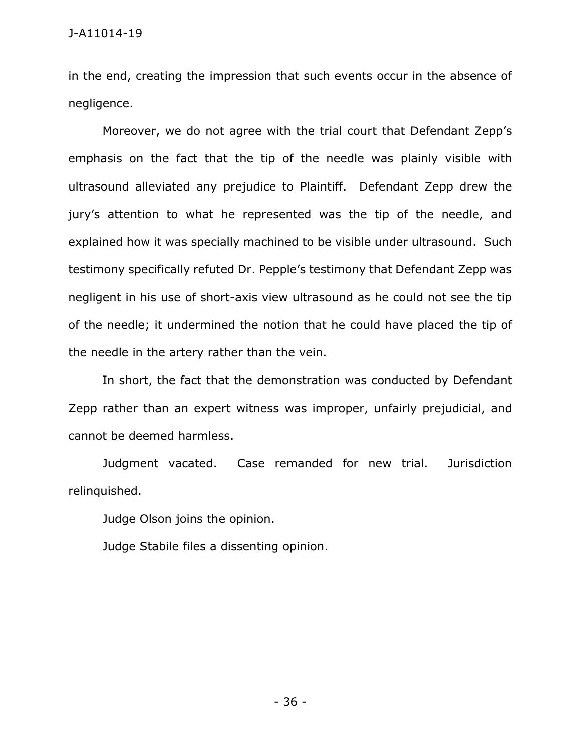in the end, creating the impression that such events occur in the absence of negligence.

Moreover, we do not agree with the trial court that Defendant Zepp's emphasis on the fact that the tip of the needle was plainly visible with ultrasound alleviated any prejudice to Plaintiff. Defendant Zepp drew the jury's attention to what he represented was the tip of the needle, and explained how it was specially machined to be visible under ultrasound. Such testimony specifically refuted Dr. Pepple's testimony that Defendant Zepp was negligent in his use of short-axis view ultrasound as he could not see the tip of the needle; it undermined the notion that he could have placed the tip of the needle in the artery rather than the vein.

In short, the fact that the demonstration was conducted by Defendant Zepp rather than an expert witness was improper, unfairly prejudicial, and cannot be deemed harmless.

Judgment vacated. Case remanded for new trial. Jurisdiction relinquished.

Judge Olson joins the opinion.

Judge Stabile files a dissenting opinion.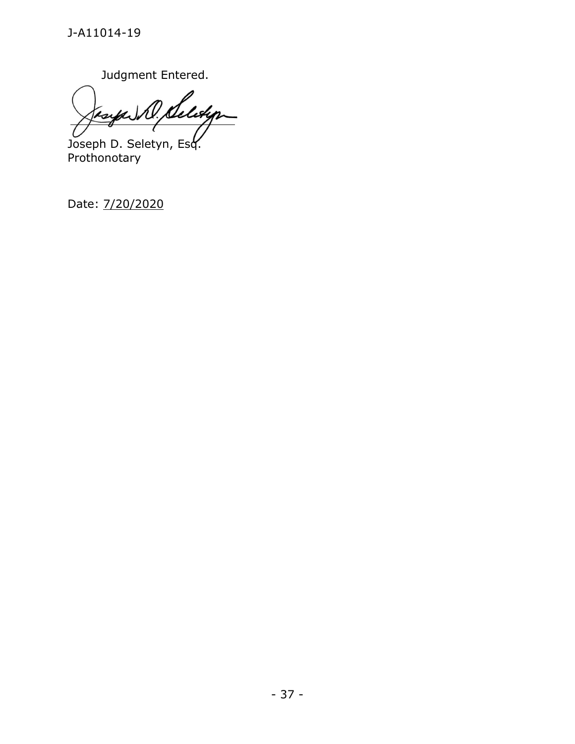Judgment Entered.

Joseph D. Seletyn, Esq.
Prothonotary

Date: 7/20/2020